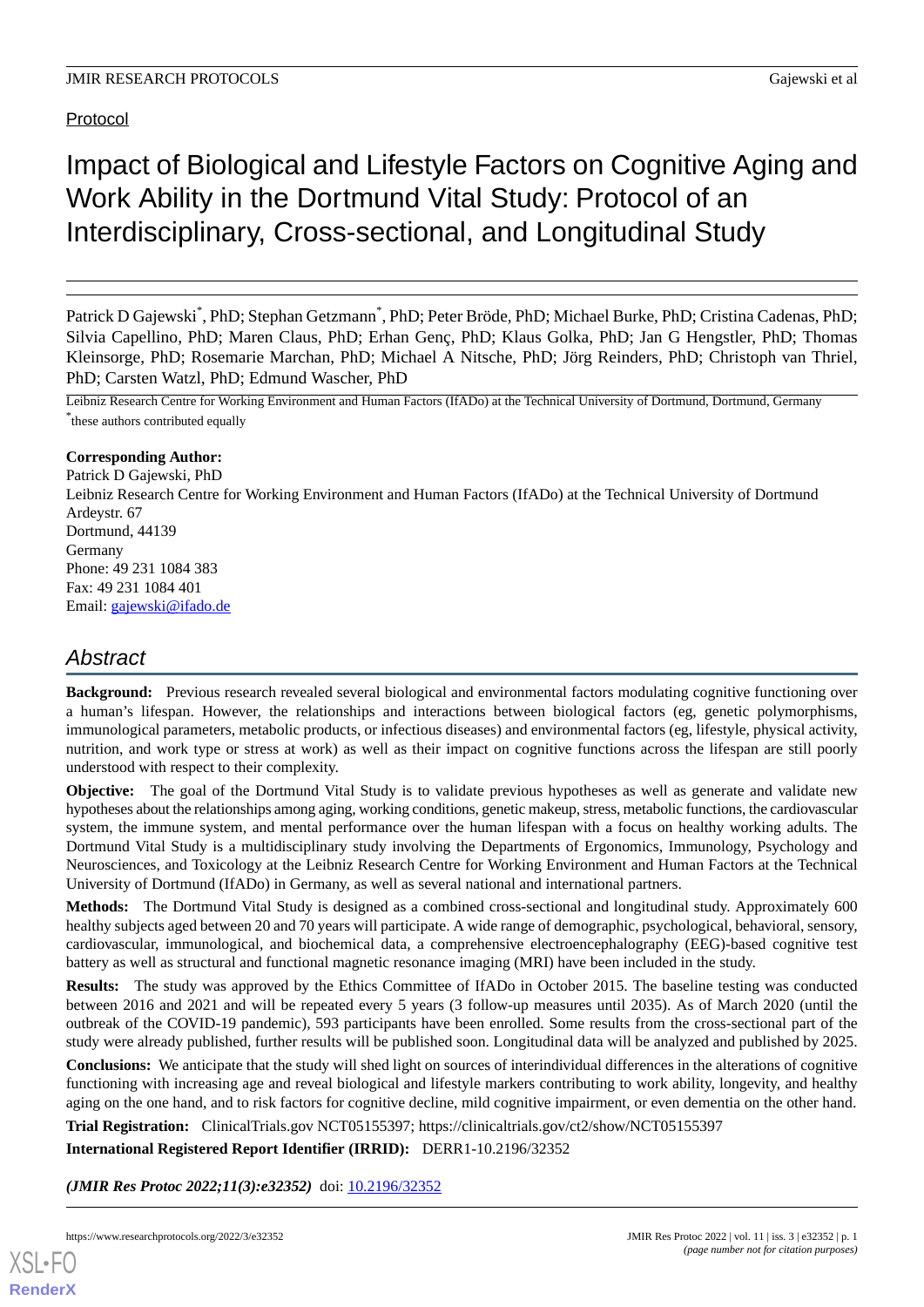Protocol

# Impact of Biological and Lifestyle Factors on Cognitive Aging and Work Ability in the Dortmund Vital Study: Protocol of an Interdisciplinary, Cross-sectional, and Longitudinal Study

Patrick D Gajewski*, PhD; Stephan Getzmann*, PhD; Peter Bröde, PhD; Michael Burke, PhD; Cristina Cadenas, PhD; Silvia Capellino, PhD; Maren Claus, PhD; Erhan Genç, PhD; Klaus Golka, PhD; Jan G Hengstler, PhD; Thomas Kleinsorge, PhD; Rosemarie Marchan, PhD; Michael A Nitsche, PhD; Jörg Reinders, PhD; Christoph van Thriel, PhD; Carsten Watzl, PhD; Edmund Wascher, PhD

Leibniz Research Centre for Working Environment and Human Factors (IfADo) at the Technical University of Dortmund, Dortmund, Germany

*these authors contributed equally

**Corresponding Author:**
Patrick D Gajewski, PhD
Leibniz Research Centre for Working Environment and Human Factors (IfADo) at the Technical University of Dortmund
Ardeystr. 67
Dortmund, 44139
Germany
Phone: 49 231 1084 383
Fax: 49 231 1084 401
Email: gajewski@ifado.de

## Abstract

**Background:** Previous research revealed several biological and environmental factors modulating cognitive functioning over a human's lifespan. However, the relationships and interactions between biological factors (eg, genetic polymorphisms, immunological parameters, metabolic products, or infectious diseases) and environmental factors (eg, lifestyle, physical activity, nutrition, and work type or stress at work) as well as their impact on cognitive functions across the lifespan are still poorly understood with respect to their complexity.

**Objective:** The goal of the Dortmund Vital Study is to validate previous hypotheses as well as generate and validate new hypotheses about the relationships among aging, working conditions, genetic makeup, stress, metabolic functions, the cardiovascular system, the immune system, and mental performance over the human lifespan with a focus on healthy working adults. The Dortmund Vital Study is a multidisciplinary study involving the Departments of Ergonomics, Immunology, Psychology and Neurosciences, and Toxicology at the Leibniz Research Centre for Working Environment and Human Factors at the Technical University of Dortmund (IfADo) in Germany, as well as several national and international partners.

**Methods:** The Dortmund Vital Study is designed as a combined cross-sectional and longitudinal study. Approximately 600 healthy subjects aged between 20 and 70 years will participate. A wide range of demographic, psychological, behavioral, sensory, cardiovascular, immunological, and biochemical data, a comprehensive electroencephalography (EEG)-based cognitive test battery as well as structural and functional magnetic resonance imaging (MRI) have been included in the study.

**Results:** The study was approved by the Ethics Committee of IfADo in October 2015. The baseline testing was conducted between 2016 and 2021 and will be repeated every 5 years (3 follow-up measures until 2035). As of March 2020 (until the outbreak of the COVID-19 pandemic), 593 participants have been enrolled. Some results from the cross-sectional part of the study were already published, further results will be published soon. Longitudinal data will be analyzed and published by 2025.

**Conclusions:** We anticipate that the study will shed light on sources of interindividual differences in the alterations of cognitive functioning with increasing age and reveal biological and lifestyle markers contributing to work ability, longevity, and healthy aging on the one hand, and to risk factors for cognitive decline, mild cognitive impairment, or even dementia on the other hand.

**Trial Registration:** ClinicalTrials.gov NCT05155397; https://clinicaltrials.gov/ct2/show/NCT05155397

**International Registered Report Identifier (IRRID):** DERR1-10.2196/32352

***(JMIR Res Protoc 2022;11(3):e32352)*** doi: 10.2196/32352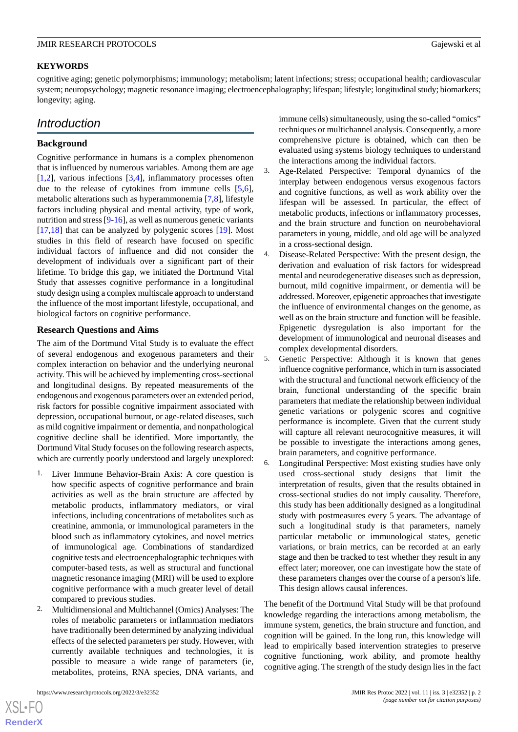**KEYWORDS**

cognitive aging; genetic polymorphisms; immunology; metabolism; latent infections; stress; occupational health; cardiovascular system; neuropsychology; magnetic resonance imaging; electroencephalography; lifespan; lifestyle; longitudinal study; biomarkers; longevity; aging.

## Introduction

### Background

Cognitive performance in humans is a complex phenomenon that is influenced by numerous variables. Among them are age [1,2], various infections [3,4], inflammatory processes often due to the release of cytokines from immune cells [5,6], metabolic alterations such as hyperammonemia [7,8], lifestyle factors including physical and mental activity, type of work, nutrition and stress [9-16], as well as numerous genetic variants [17,18] that can be analyzed by polygenic scores [19]. Most studies in this field of research have focused on specific individual factors of influence and did not consider the development of individuals over a significant part of their lifetime. To bridge this gap, we initiated the Dortmund Vital Study that assesses cognitive performance in a longitudinal study design using a complex multiscale approach to understand the influence of the most important lifestyle, occupational, and biological factors on cognitive performance.

### Research Questions and Aims

The aim of the Dortmund Vital Study is to evaluate the effect of several endogenous and exogenous parameters and their complex interaction on behavior and the underlying neuronal activity. This will be achieved by implementing cross-sectional and longitudinal designs. By repeated measurements of the endogenous and exogenous parameters over an extended period, risk factors for possible cognitive impairment associated with depression, occupational burnout, or age-related diseases, such as mild cognitive impairment or dementia, and nonpathological cognitive decline shall be identified. More importantly, the Dortmund Vital Study focuses on the following research aspects, which are currently poorly understood and largely unexplored:

1. Liver Immune Behavior-Brain Axis: A core question is how specific aspects of cognitive performance and brain activities as well as the brain structure are affected by metabolic products, inflammatory mediators, or viral infections, including concentrations of metabolites such as creatinine, ammonia, or immunological parameters in the blood such as inflammatory cytokines, and novel metrics of immunological age. Combinations of standardized cognitive tests and electroencephalographic techniques with computer-based tests, as well as structural and functional magnetic resonance imaging (MRI) will be used to explore cognitive performance with a much greater level of detail compared to previous studies.
2. Multidimensional and Multichannel (Omics) Analyses: The roles of metabolic parameters or inflammation mediators have traditionally been determined by analyzing individual effects of the selected parameters per study. However, with currently available techniques and technologies, it is possible to measure a wide range of parameters (ie, metabolites, proteins, RNA species, DNA variants, and immune cells) simultaneously, using the so-called "omics" techniques or multichannel analysis. Consequently, a more comprehensive picture is obtained, which can then be evaluated using systems biology techniques to understand the interactions among the individual factors.
3. Age-Related Perspective: Temporal dynamics of the interplay between endogenous versus exogenous factors and cognitive functions, as well as work ability over the lifespan will be assessed. In particular, the effect of metabolic products, infections or inflammatory processes, and the brain structure and function on neurobehavioral parameters in young, middle, and old age will be analyzed in a cross-sectional design.
4. Disease-Related Perspective: With the present design, the derivation and evaluation of risk factors for widespread mental and neurodegenerative diseases such as depression, burnout, mild cognitive impairment, or dementia will be addressed. Moreover, epigenetic approaches that investigate the influence of environmental changes on the genome, as well as on the brain structure and function will be feasible. Epigenetic dysregulation is also important for the development of immunological and neuronal diseases and complex developmental disorders.
5. Genetic Perspective: Although it is known that genes influence cognitive performance, which in turn is associated with the structural and functional network efficiency of the brain, functional understanding of the specific brain parameters that mediate the relationship between individual genetic variations or polygenic scores and cognitive performance is incomplete. Given that the current study will capture all relevant neurocognitive measures, it will be possible to investigate the interactions among genes, brain parameters, and cognitive performance.
6. Longitudinal Perspective: Most existing studies have only used cross-sectional study designs that limit the interpretation of results, given that the results obtained in cross-sectional studies do not imply causality. Therefore, this study has been additionally designed as a longitudinal study with postmeasures every 5 years. The advantage of such a longitudinal study is that parameters, namely particular metabolic or immunological states, genetic variations, or brain metrics, can be recorded at an early stage and then be tracked to test whether they result in any effect later; moreover, one can investigate how the state of these parameters changes over the course of a person's life. This design allows causal inferences.

The benefit of the Dortmund Vital Study will be that profound knowledge regarding the interactions among metabolism, the immune system, genetics, the brain structure and function, and cognition will be gained. In the long run, this knowledge will lead to empirically based intervention strategies to preserve cognitive functioning, work ability, and promote healthy cognitive aging. The strength of the study design lies in the fact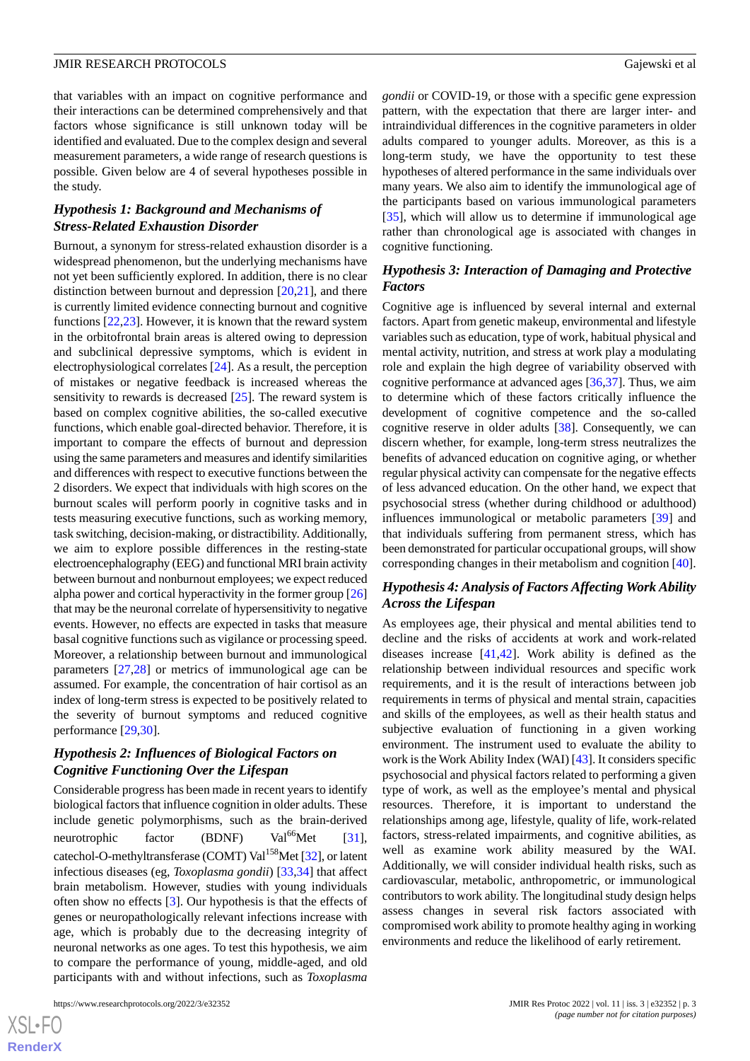that variables with an impact on cognitive performance and their interactions can be determined comprehensively and that factors whose significance is still unknown today will be identified and evaluated. Due to the complex design and several measurement parameters, a wide range of research questions is possible. Given below are 4 of several hypotheses possible in the study.

### *Hypothesis 1: Background and Mechanisms of Stress-Related Exhaustion Disorder*

Burnout, a synonym for stress-related exhaustion disorder is a widespread phenomenon, but the underlying mechanisms have not yet been sufficiently explored. In addition, there is no clear distinction between burnout and depression [20,21], and there is currently limited evidence connecting burnout and cognitive functions [22,23]. However, it is known that the reward system in the orbitofrontal brain areas is altered owing to depression and subclinical depressive symptoms, which is evident in electrophysiological correlates [24]. As a result, the perception of mistakes or negative feedback is increased whereas the sensitivity to rewards is decreased [25]. The reward system is based on complex cognitive abilities, the so-called executive functions, which enable goal-directed behavior. Therefore, it is important to compare the effects of burnout and depression using the same parameters and measures and identify similarities and differences with respect to executive functions between the 2 disorders. We expect that individuals with high scores on the burnout scales will perform poorly in cognitive tasks and in tests measuring executive functions, such as working memory, task switching, decision-making, or distractibility. Additionally, we aim to explore possible differences in the resting-state electroencephalography (EEG) and functional MRI brain activity between burnout and nonburnout employees; we expect reduced alpha power and cortical hyperactivity in the former group [26] that may be the neuronal correlate of hypersensitivity to negative events. However, no effects are expected in tasks that measure basal cognitive functions such as vigilance or processing speed. Moreover, a relationship between burnout and immunological parameters [27,28] or metrics of immunological age can be assumed. For example, the concentration of hair cortisol as an index of long-term stress is expected to be positively related to the severity of burnout symptoms and reduced cognitive performance [29,30].

### *Hypothesis 2: Influences of Biological Factors on Cognitive Functioning Over the Lifespan*

Considerable progress has been made in recent years to identify biological factors that influence cognition in older adults. These include genetic polymorphisms, such as the brain-derived neurotrophic factor (BDNF) Val[66]Met [31], catechol-O-methyltransferase (COMT) Val[158]Met [32], or latent infectious diseases (eg, *Toxoplasma gondii*) [33,34] that affect brain metabolism. However, studies with young individuals often show no effects [3]. Our hypothesis is that the effects of genes or neuropathologically relevant infections increase with age, which is probably due to the decreasing integrity of neuronal networks as one ages. To test this hypothesis, we aim to compare the performance of young, middle-aged, and old participants with and without infections, such as *Toxoplasma gondii* or COVID-19, or those with a specific gene expression pattern, with the expectation that there are larger inter- and intraindividual differences in the cognitive parameters in older adults compared to younger adults. Moreover, as this is a long-term study, we have the opportunity to test these hypotheses of altered performance in the same individuals over many years. We also aim to identify the immunological age of the participants based on various immunological parameters [35], which will allow us to determine if immunological age rather than chronological age is associated with changes in cognitive functioning.

### *Hypothesis 3: Interaction of Damaging and Protective Factors*

Cognitive age is influenced by several internal and external factors. Apart from genetic makeup, environmental and lifestyle variables such as education, type of work, habitual physical and mental activity, nutrition, and stress at work play a modulating role and explain the high degree of variability observed with cognitive performance at advanced ages [36,37]. Thus, we aim to determine which of these factors critically influence the development of cognitive competence and the so-called cognitive reserve in older adults [38]. Consequently, we can discern whether, for example, long-term stress neutralizes the benefits of advanced education on cognitive aging, or whether regular physical activity can compensate for the negative effects of less advanced education. On the other hand, we expect that psychosocial stress (whether during childhood or adulthood) influences immunological or metabolic parameters [39] and that individuals suffering from permanent stress, which has been demonstrated for particular occupational groups, will show corresponding changes in their metabolism and cognition [40].

### *Hypothesis 4: Analysis of Factors Affecting Work Ability Across the Lifespan*

As employees age, their physical and mental abilities tend to decline and the risks of accidents at work and work-related diseases increase [41,42]. Work ability is defined as the relationship between individual resources and specific work requirements, and it is the result of interactions between job requirements in terms of physical and mental strain, capacities and skills of the employees, as well as their health status and subjective evaluation of functioning in a given working environment. The instrument used to evaluate the ability to work is the Work Ability Index (WAI) [43]. It considers specific psychosocial and physical factors related to performing a given type of work, as well as the employee's mental and physical resources. Therefore, it is important to understand the relationships among age, lifestyle, quality of life, work-related factors, stress-related impairments, and cognitive abilities, as well as examine work ability measured by the WAI. Additionally, we will consider individual health risks, such as cardiovascular, metabolic, anthropometric, or immunological contributors to work ability. The longitudinal study design helps assess changes in several risk factors associated with compromised work ability to promote healthy aging in working environments and reduce the likelihood of early retirement.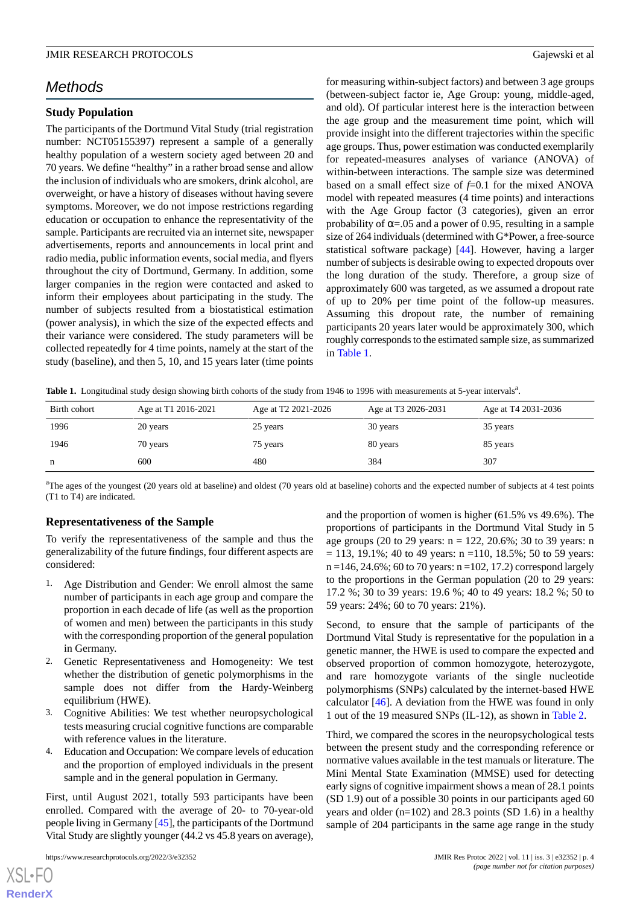## Methods

### Study Population

The participants of the Dortmund Vital Study (trial registration number: NCT05155397) represent a sample of a generally healthy population of a western society aged between 20 and 70 years. We define "healthy" in a rather broad sense and allow the inclusion of individuals who are smokers, drink alcohol, are overweight, or have a history of diseases without having severe symptoms. Moreover, we do not impose restrictions regarding education or occupation to enhance the representativity of the sample. Participants are recruited via an internet site, newspaper advertisements, reports and announcements in local print and radio media, public information events, social media, and flyers throughout the city of Dortmund, Germany. In addition, some larger companies in the region were contacted and asked to inform their employees about participating in the study. The number of subjects resulted from a biostatistical estimation (power analysis), in which the size of the expected effects and their variance were considered. The study parameters will be collected repeatedly for 4 time points, namely at the start of the study (baseline), and then 5, 10, and 15 years later (time points for measuring within-subject factors) and between 3 age groups (between-subject factor ie, Age Group: young, middle-aged, and old). Of particular interest here is the interaction between the age group and the measurement time point, which will provide insight into the different trajectories within the specific age groups. Thus, power estimation was conducted exemplarily for repeated-measures analyses of variance (ANOVA) of within-between interactions. The sample size was determined based on a small effect size of $f$=0.1 for the mixed ANOVA model with repeated measures (4 time points) and interactions with the Age Group factor (3 categories), given an error probability of $\alpha$=.05 and a power of 0.95, resulting in a sample size of 264 individuals (determined with G*Power, a free-source statistical software package) [44]. However, having a larger number of subjects is desirable owing to expected dropouts over the long duration of the study. Therefore, a group size of approximately 600 was targeted, as we assumed a dropout rate of up to 20% per time point of the follow-up measures. Assuming this dropout rate, the number of remaining participants 20 years later would be approximately 300, which roughly corresponds to the estimated sample size, as summarized in Table 1.

**Table 1.** Longitudinal study design showing birth cohorts of the study from 1946 to 1996 with measurements at 5-year intervals[a].

| Birth cohort | Age at T1 2016-2021 | Age at T2 2021-2026 | Age at T3 2026-2031 | Age at T4 2031-2036 |
|---|---|---|---|---|
| 1996 | 20 years | 25 years | 30 years | 35 years |
| 1946 | 70 years | 75 years | 80 years | 85 years |
| n | 600 | 480 | 384 | 307 |

[a]The ages of the youngest (20 years old at baseline) and oldest (70 years old at baseline) cohorts and the expected number of subjects at 4 test points (T1 to T4) are indicated.

### Representativeness of the Sample

To verify the representativeness of the sample and thus the generalizability of the future findings, four different aspects are considered:

1. Age Distribution and Gender: We enroll almost the same number of participants in each age group and compare the proportion in each decade of life (as well as the proportion of women and men) between the participants in this study with the corresponding proportion of the general population in Germany.
2. Genetic Representativeness and Homogeneity: We test whether the distribution of genetic polymorphisms in the sample does not differ from the Hardy-Weinberg equilibrium (HWE).
3. Cognitive Abilities: We test whether neuropsychological tests measuring crucial cognitive functions are comparable with reference values in the literature.
4. Education and Occupation: We compare levels of education and the proportion of employed individuals in the present sample and in the general population in Germany.

First, until August 2021, totally 593 participants have been enrolled. Compared with the average of 20- to 70-year-old people living in Germany [45], the participants of the Dortmund Vital Study are slightly younger (44.2 vs 45.8 years on average), and the proportion of women is higher (61.5% vs 49.6%). The proportions of participants in the Dortmund Vital Study in 5 age groups (20 to 29 years: n = 122, 20.6%; 30 to 39 years: n = 113, 19.1%; 40 to 49 years: n =110, 18.5%; 50 to 59 years: n =146, 24.6%; 60 to 70 years: n =102, 17.2) correspond largely to the proportions in the German population (20 to 29 years: 17.2 %; 30 to 39 years: 19.6 %; 40 to 49 years: 18.2 %; 50 to 59 years: 24%; 60 to 70 years: 21%).

Second, to ensure that the sample of participants of the Dortmund Vital Study is representative for the population in a genetic manner, the HWE is used to compare the expected and observed proportion of common homozygote, heterozygote, and rare homozygote variants of the single nucleotide polymorphisms (SNPs) calculated by the internet-based HWE calculator [46]. A deviation from the HWE was found in only 1 out of the 19 measured SNPs (IL-12), as shown in Table 2.

Third, we compared the scores in the neuropsychological tests between the present study and the corresponding reference or normative values available in the test manuals or literature. The Mini Mental State Examination (MMSE) used for detecting early signs of cognitive impairment shows a mean of 28.1 points (SD 1.9) out of a possible 30 points in our participants aged 60 years and older (n=102) and 28.3 points (SD 1.6) in a healthy sample of 204 participants in the same age range in the study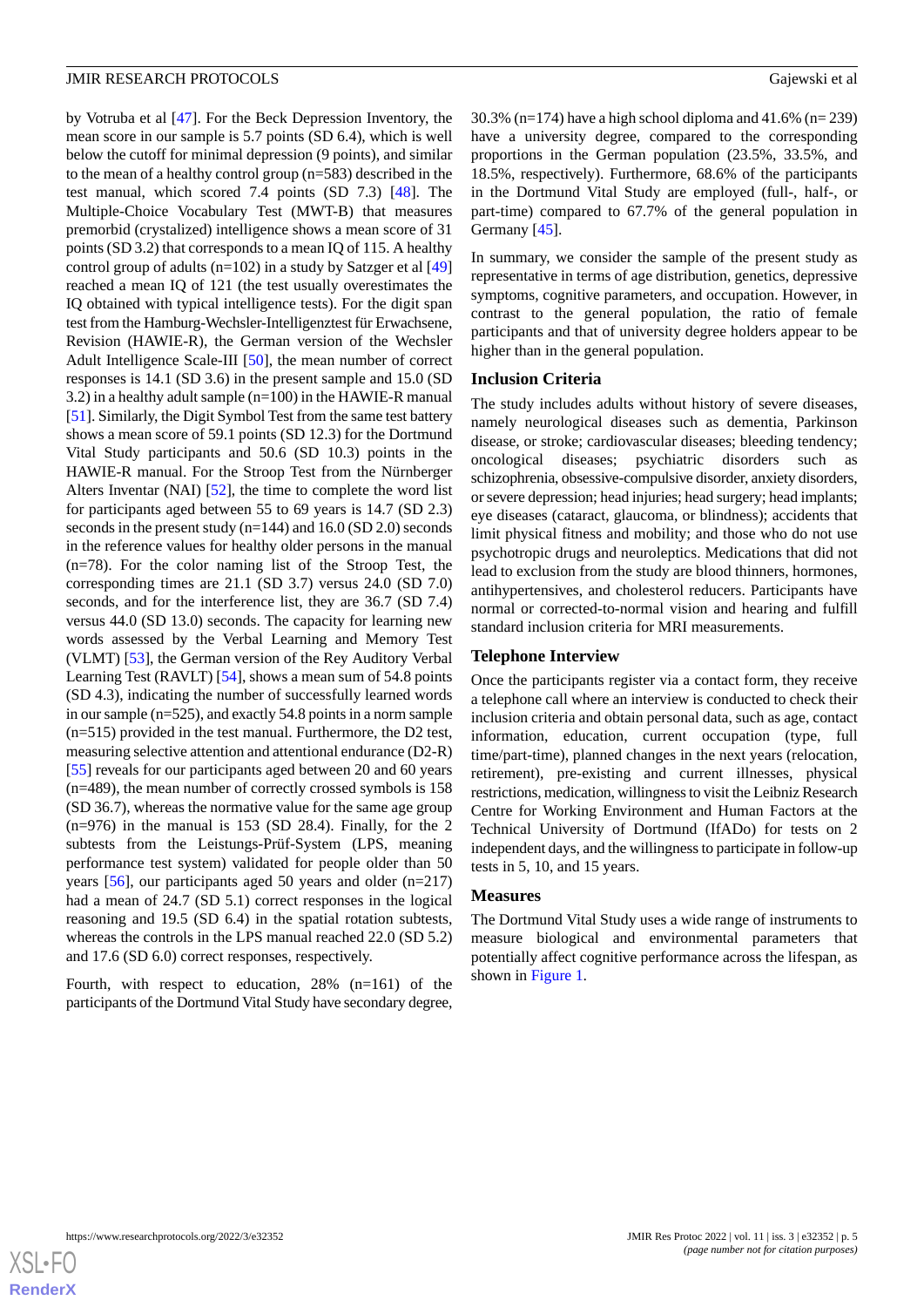by Votruba et al [47]. For the Beck Depression Inventory, the mean score in our sample is 5.7 points (SD 6.4), which is well below the cutoff for minimal depression (9 points), and similar to the mean of a healthy control group (n=583) described in the test manual, which scored 7.4 points (SD 7.3) [48]. The Multiple-Choice Vocabulary Test (MWT-B) that measures premorbid (crystalized) intelligence shows a mean score of 31 points (SD 3.2) that corresponds to a mean IQ of 115. A healthy control group of adults (n=102) in a study by Satzger et al [49] reached a mean IQ of 121 (the test usually overestimates the IQ obtained with typical intelligence tests). For the digit span test from the Hamburg-Wechsler-Intelligenztest für Erwachsene, Revision (HAWIE-R), the German version of the Wechsler Adult Intelligence Scale-III [50], the mean number of correct responses is 14.1 (SD 3.6) in the present sample and 15.0 (SD 3.2) in a healthy adult sample (n=100) in the HAWIE-R manual [51]. Similarly, the Digit Symbol Test from the same test battery shows a mean score of 59.1 points (SD 12.3) for the Dortmund Vital Study participants and 50.6 (SD 10.3) points in the HAWIE-R manual. For the Stroop Test from the Nürnberger Alters Inventar (NAI) [52], the time to complete the word list for participants aged between 55 to 69 years is 14.7 (SD 2.3) seconds in the present study (n=144) and 16.0 (SD 2.0) seconds in the reference values for healthy older persons in the manual (n=78). For the color naming list of the Stroop Test, the corresponding times are 21.1 (SD 3.7) versus 24.0 (SD 7.0) seconds, and for the interference list, they are 36.7 (SD 7.4) versus 44.0 (SD 13.0) seconds. The capacity for learning new words assessed by the Verbal Learning and Memory Test (VLMT) [53], the German version of the Rey Auditory Verbal Learning Test (RAVLT) [54], shows a mean sum of 54.8 points (SD 4.3), indicating the number of successfully learned words in our sample (n=525), and exactly 54.8 points in a norm sample (n=515) provided in the test manual. Furthermore, the D2 test, measuring selective attention and attentional endurance (D2-R) [55] reveals for our participants aged between 20 and 60 years (n=489), the mean number of correctly crossed symbols is 158 (SD 36.7), whereas the normative value for the same age group (n=976) in the manual is 153 (SD 28.4). Finally, for the 2 subtests from the Leistungs-Prüf-System (LPS, meaning performance test system) validated for people older than 50 years [56], our participants aged 50 years and older (n=217) had a mean of 24.7 (SD 5.1) correct responses in the logical reasoning and 19.5 (SD 6.4) in the spatial rotation subtests, whereas the controls in the LPS manual reached 22.0 (SD 5.2) and 17.6 (SD 6.0) correct responses, respectively.

Fourth, with respect to education, 28% (n=161) of the participants of the Dortmund Vital Study have secondary degree, 30.3% (n=174) have a high school diploma and 41.6% (n= 239) have a university degree, compared to the corresponding proportions in the German population (23.5%, 33.5%, and 18.5%, respectively). Furthermore, 68.6% of the participants in the Dortmund Vital Study are employed (full-, half-, or part-time) compared to 67.7% of the general population in Germany [45].

In summary, we consider the sample of the present study as representative in terms of age distribution, genetics, depressive symptoms, cognitive parameters, and occupation. However, in contrast to the general population, the ratio of female participants and that of university degree holders appear to be higher than in the general population.

### Inclusion Criteria

The study includes adults without history of severe diseases, namely neurological diseases such as dementia, Parkinson disease, or stroke; cardiovascular diseases; bleeding tendency; oncological diseases; psychiatric disorders such as schizophrenia, obsessive-compulsive disorder, anxiety disorders, or severe depression; head injuries; head surgery; head implants; eye diseases (cataract, glaucoma, or blindness); accidents that limit physical fitness and mobility; and those who do not use psychotropic drugs and neuroleptics. Medications that did not lead to exclusion from the study are blood thinners, hormones, antihypertensives, and cholesterol reducers. Participants have normal or corrected-to-normal vision and hearing and fulfill standard inclusion criteria for MRI measurements.

### Telephone Interview

Once the participants register via a contact form, they receive a telephone call where an interview is conducted to check their inclusion criteria and obtain personal data, such as age, contact information, education, current occupation (type, full time/part-time), planned changes in the next years (relocation, retirement), pre-existing and current illnesses, physical restrictions, medication, willingness to visit the Leibniz Research Centre for Working Environment and Human Factors at the Technical University of Dortmund (IfADo) for tests on 2 independent days, and the willingness to participate in follow-up tests in 5, 10, and 15 years.

### Measures

The Dortmund Vital Study uses a wide range of instruments to measure biological and environmental parameters that potentially affect cognitive performance across the lifespan, as shown in Figure 1.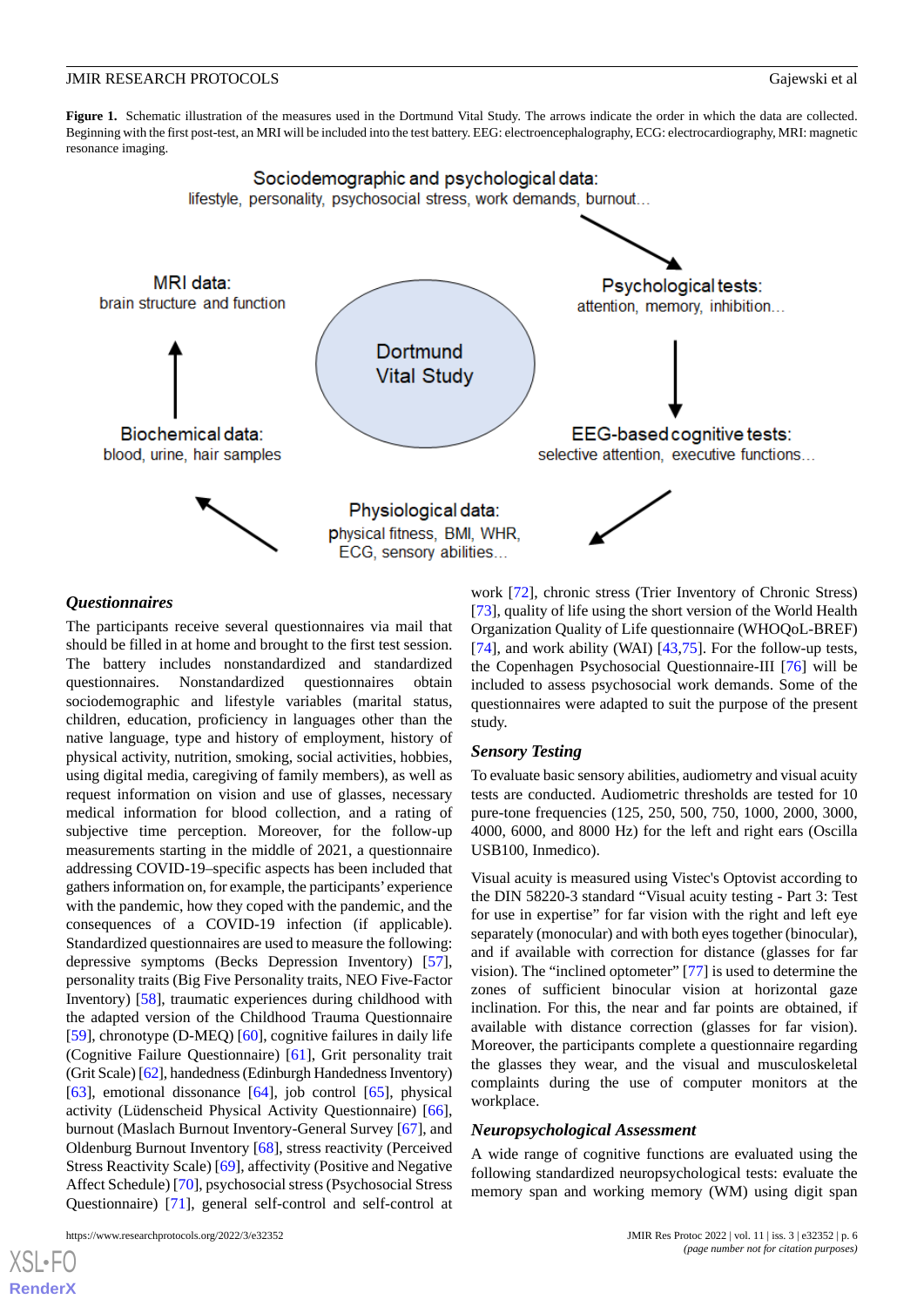**Figure 1.** Schematic illustration of the measures used in the Dortmund Vital Study. The arrows indicate the order in which the data are collected. Beginning with the first post-test, an MRI will be included into the test battery. EEG: electroencephalography, ECG: electrocardiography, MRI: magnetic resonance imaging.

Sociodemographic and psychological data: lifestyle, personality, psychosocial stress, work demands, burnout...

Psychological tests: attention, memory, inhibition...

EEG-based cognitive tests: selective attention, executive functions...

Physiological data: physical fitness, BMI, WHR, ECG, sensory abilities...

Biochemical data: blood, urine, hair samples

MRI data: brain structure and function

Dortmund Vital Study

### Questionnaires

The participants receive several questionnaires via mail that should be filled in at home and brought to the first test session. The battery includes nonstandardized and standardized questionnaires. Nonstandardized questionnaires obtain sociodemographic and lifestyle variables (marital status, children, education, proficiency in languages other than the native language, type and history of employment, history of physical activity, nutrition, smoking, social activities, hobbies, using digital media, caregiving of family members), as well as request information on vision and use of glasses, necessary medical information for blood collection, and a rating of subjective time perception. Moreover, for the follow-up measurements starting in the middle of 2021, a questionnaire addressing COVID-19–specific aspects has been included that gathers information on, for example, the participants' experience with the pandemic, how they coped with the pandemic, and the consequences of a COVID-19 infection (if applicable). Standardized questionnaires are used to measure the following: depressive symptoms (Becks Depression Inventory) [57], personality traits (Big Five Personality traits, NEO Five-Factor Inventory) [58], traumatic experiences during childhood with the adapted version of the Childhood Trauma Questionnaire [59], chronotype (D-MEQ) [60], cognitive failures in daily life (Cognitive Failure Questionnaire) [61], Grit personality trait (Grit Scale) [62], handedness (Edinburgh Handedness Inventory) [63], emotional dissonance [64], job control [65], physical activity (Lüdenscheid Physical Activity Questionnaire) [66], burnout (Maslach Burnout Inventory-General Survey [67], and Oldenburg Burnout Inventory [68], stress reactivity (Perceived Stress Reactivity Scale) [69], affectivity (Positive and Negative Affect Schedule) [70], psychosocial stress (Psychosocial Stress Questionnaire) [71], general self-control and self-control at work [72], chronic stress (Trier Inventory of Chronic Stress) [73], quality of life using the short version of the World Health Organization Quality of Life questionnaire (WHOQoL-BREF) [74], and work ability (WAI) [43,75]. For the follow-up tests, the Copenhagen Psychosocial Questionnaire-III [76] will be included to assess psychosocial work demands. Some of the questionnaires were adapted to suit the purpose of the present study.

### Sensory Testing

To evaluate basic sensory abilities, audiometry and visual acuity tests are conducted. Audiometric thresholds are tested for 10 pure-tone frequencies (125, 250, 500, 750, 1000, 2000, 3000, 4000, 6000, and 8000 Hz) for the left and right ears (Oscilla USB100, Inmedico).

Visual acuity is measured using Vistec's Optovist according to the DIN 58220-3 standard "Visual acuity testing - Part 3: Test for use in expertise" for far vision with the right and left eye separately (monocular) and with both eyes together (binocular), and if available with correction for distance (glasses for far vision). The "inclined optometer" [77] is used to determine the zones of sufficient binocular vision at horizontal gaze inclination. For this, the near and far points are obtained, if available with distance correction (glasses for far vision). Moreover, the participants complete a questionnaire regarding the glasses they wear, and the visual and musculoskeletal complaints during the use of computer monitors at the workplace.

### Neuropsychological Assessment

A wide range of cognitive functions are evaluated using the following standardized neuropsychological tests: evaluate the memory span and working memory (WM) using digit span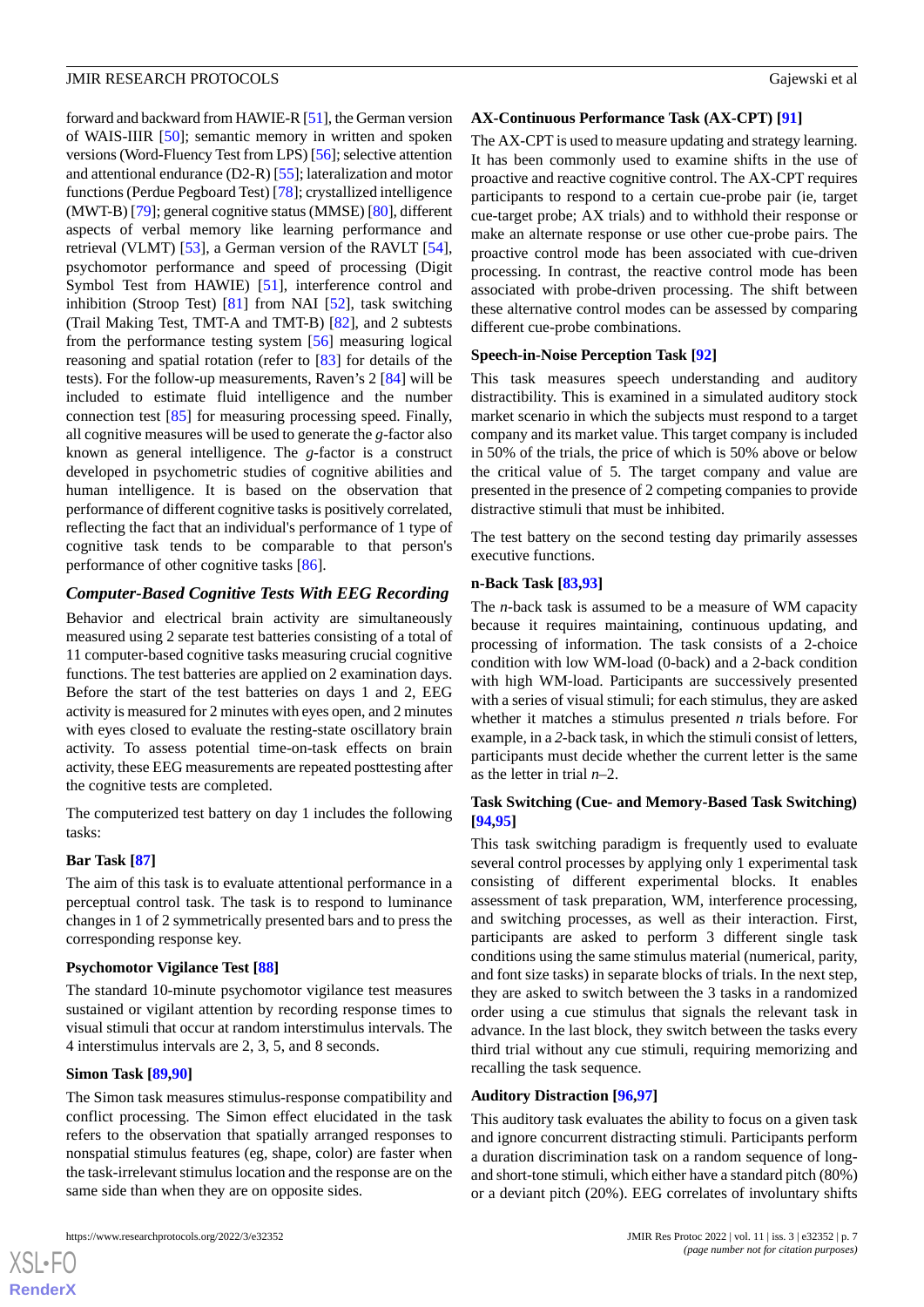forward and backward from HAWIE-R [51], the German version of WAIS-IIIR [50]; semantic memory in written and spoken versions (Word-Fluency Test from LPS) [56]; selective attention and attentional endurance (D2-R) [55]; lateralization and motor functions (Perdue Pegboard Test) [78]; crystallized intelligence (MWT-B) [79]; general cognitive status (MMSE) [80], different aspects of verbal memory like learning performance and retrieval (VLMT) [53], a German version of the RAVLT [54], psychomotor performance and speed of processing (Digit Symbol Test from HAWIE) [51], interference control and inhibition (Stroop Test) [81] from NAI [52], task switching (Trail Making Test, TMT-A and TMT-B) [82], and 2 subtests from the performance testing system [56] measuring logical reasoning and spatial rotation (refer to [83] for details of the tests). For the follow-up measurements, Raven's 2 [84] will be included to estimate fluid intelligence and the number connection test [85] for measuring processing speed. Finally, all cognitive measures will be used to generate the *g*-factor also known as general intelligence. The *g*-factor is a construct developed in psychometric studies of cognitive abilities and human intelligence. It is based on the observation that performance of different cognitive tasks is positively correlated, reflecting the fact that an individual's performance of 1 type of cognitive task tends to be comparable to that person's performance of other cognitive tasks [86].

### *Computer-Based Cognitive Tests With EEG Recording*

Behavior and electrical brain activity are simultaneously measured using 2 separate test batteries consisting of a total of 11 computer-based cognitive tasks measuring crucial cognitive functions. The test batteries are applied on 2 examination days. Before the start of the test batteries on days 1 and 2, EEG activity is measured for 2 minutes with eyes open, and 2 minutes with eyes closed to evaluate the resting-state oscillatory brain activity. To assess potential time-on-task effects on brain activity, these EEG measurements are repeated posttesting after the cognitive tests are completed.

The computerized test battery on day 1 includes the following tasks:

#### Bar Task [87]

The aim of this task is to evaluate attentional performance in a perceptual control task. The task is to respond to luminance changes in 1 of 2 symmetrically presented bars and to press the corresponding response key.

#### Psychomotor Vigilance Test [88]

The standard 10-minute psychomotor vigilance test measures sustained or vigilant attention by recording response times to visual stimuli that occur at random interstimulus intervals. The 4 interstimulus intervals are 2, 3, 5, and 8 seconds.

#### Simon Task [89,90]

The Simon task measures stimulus-response compatibility and conflict processing. The Simon effect elucidated in the task refers to the observation that spatially arranged responses to nonspatial stimulus features (eg, shape, color) are faster when the task-irrelevant stimulus location and the response are on the same side than when they are on opposite sides.

#### AX-Continuous Performance Task (AX-CPT) [91]

The AX-CPT is used to measure updating and strategy learning. It has been commonly used to examine shifts in the use of proactive and reactive cognitive control. The AX-CPT requires participants to respond to a certain cue-probe pair (ie, target cue-target probe; AX trials) and to withhold their response or make an alternate response or use other cue-probe pairs. The proactive control mode has been associated with cue-driven processing. In contrast, the reactive control mode has been associated with probe-driven processing. The shift between these alternative control modes can be assessed by comparing different cue-probe combinations.

#### Speech-in-Noise Perception Task [92]

This task measures speech understanding and auditory distractibility. This is examined in a simulated auditory stock market scenario in which the subjects must respond to a target company and its market value. This target company is included in 50% of the trials, the price of which is 50% above or below the critical value of 5. The target company and value are presented in the presence of 2 competing companies to provide distractive stimuli that must be inhibited.

The test battery on the second testing day primarily assesses executive functions.

#### n-Back Task [83,93]

The *n*-back task is assumed to be a measure of WM capacity because it requires maintaining, continuous updating, and processing of information. The task consists of a 2-choice condition with low WM-load (0-back) and a 2-back condition with high WM-load. Participants are successively presented with a series of visual stimuli; for each stimulus, they are asked whether it matches a stimulus presented *n* trials before. For example, in a *2*-back task, in which the stimuli consist of letters, participants must decide whether the current letter is the same as the letter in trial *n*–2.

#### Task Switching (Cue- and Memory-Based Task Switching) [94,95]

This task switching paradigm is frequently used to evaluate several control processes by applying only 1 experimental task consisting of different experimental blocks. It enables assessment of task preparation, WM, interference processing, and switching processes, as well as their interaction. First, participants are asked to perform 3 different single task conditions using the same stimulus material (numerical, parity, and font size tasks) in separate blocks of trials. In the next step, they are asked to switch between the 3 tasks in a randomized order using a cue stimulus that signals the relevant task in advance. In the last block, they switch between the tasks every third trial without any cue stimuli, requiring memorizing and recalling the task sequence.

#### Auditory Distraction [96,97]

This auditory task evaluates the ability to focus on a given task and ignore concurrent distracting stimuli. Participants perform a duration discrimination task on a random sequence of long- and short-tone stimuli, which either have a standard pitch (80%) or a deviant pitch (20%). EEG correlates of involuntary shifts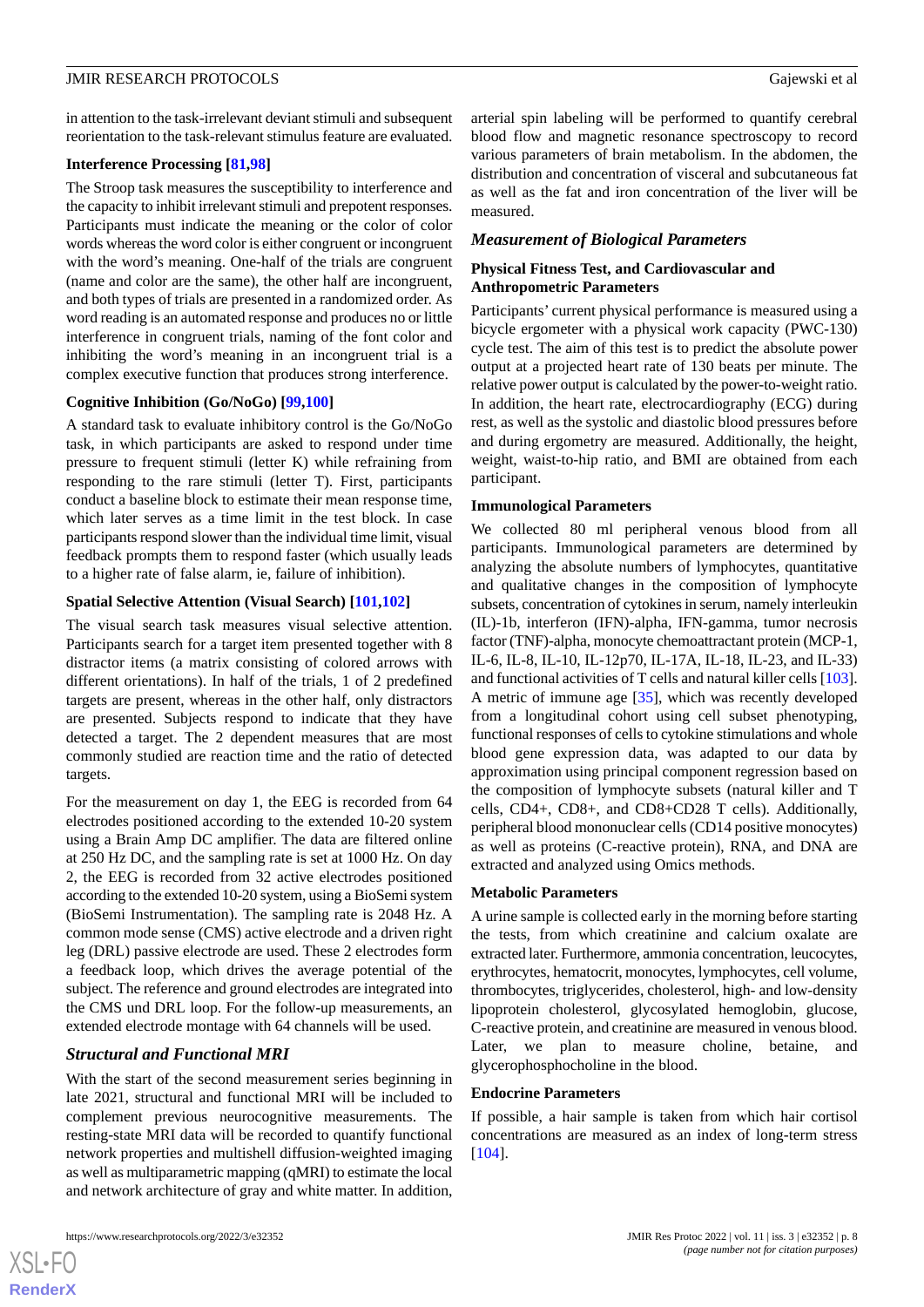in attention to the task-irrelevant deviant stimuli and subsequent reorientation to the task-relevant stimulus feature are evaluated.

#### Interference Processing [81,98]

The Stroop task measures the susceptibility to interference and the capacity to inhibit irrelevant stimuli and prepotent responses. Participants must indicate the meaning or the color of color words whereas the word color is either congruent or incongruent with the word's meaning. One-half of the trials are congruent (name and color are the same), the other half are incongruent, and both types of trials are presented in a randomized order. As word reading is an automated response and produces no or little interference in congruent trials, naming of the font color and inhibiting the word's meaning in an incongruent trial is a complex executive function that produces strong interference.

#### Cognitive Inhibition (Go/NoGo) [99,100]

A standard task to evaluate inhibitory control is the Go/NoGo task, in which participants are asked to respond under time pressure to frequent stimuli (letter K) while refraining from responding to the rare stimuli (letter T). First, participants conduct a baseline block to estimate their mean response time, which later serves as a time limit in the test block. In case participants respond slower than the individual time limit, visual feedback prompts them to respond faster (which usually leads to a higher rate of false alarm, ie, failure of inhibition).

#### Spatial Selective Attention (Visual Search) [101,102]

The visual search task measures visual selective attention. Participants search for a target item presented together with 8 distractor items (a matrix consisting of colored arrows with different orientations). In half of the trials, 1 of 2 predefined targets are present, whereas in the other half, only distractors are presented. Subjects respond to indicate that they have detected a target. The 2 dependent measures that are most commonly studied are reaction time and the ratio of detected targets.

For the measurement on day 1, the EEG is recorded from 64 electrodes positioned according to the extended 10-20 system using a Brain Amp DC amplifier. The data are filtered online at 250 Hz DC, and the sampling rate is set at 1000 Hz. On day 2, the EEG is recorded from 32 active electrodes positioned according to the extended 10-20 system, using a BioSemi system (BioSemi Instrumentation). The sampling rate is 2048 Hz. A common mode sense (CMS) active electrode and a driven right leg (DRL) passive electrode are used. These 2 electrodes form a feedback loop, which drives the average potential of the subject. The reference and ground electrodes are integrated into the CMS und DRL loop. For the follow-up measurements, an extended electrode montage with 64 channels will be used.

### *Structural and Functional MRI*

With the start of the second measurement series beginning in late 2021, structural and functional MRI will be included to complement previous neurocognitive measurements. The resting-state MRI data will be recorded to quantify functional network properties and multishell diffusion-weighted imaging as well as multiparametric mapping (qMRI) to estimate the local and network architecture of gray and white matter. In addition, arterial spin labeling will be performed to quantify cerebral blood flow and magnetic resonance spectroscopy to record various parameters of brain metabolism. In the abdomen, the distribution and concentration of visceral and subcutaneous fat as well as the fat and iron concentration of the liver will be measured.

### *Measurement of Biological Parameters*

#### Physical Fitness Test, and Cardiovascular and Anthropometric Parameters

Participants' current physical performance is measured using a bicycle ergometer with a physical work capacity (PWC-130) cycle test. The aim of this test is to predict the absolute power output at a projected heart rate of 130 beats per minute. The relative power output is calculated by the power-to-weight ratio. In addition, the heart rate, electrocardiography (ECG) during rest, as well as the systolic and diastolic blood pressures before and during ergometry are measured. Additionally, the height, weight, waist-to-hip ratio, and BMI are obtained from each participant.

#### Immunological Parameters

We collected 80 ml peripheral venous blood from all participants. Immunological parameters are determined by analyzing the absolute numbers of lymphocytes, quantitative and qualitative changes in the composition of lymphocyte subsets, concentration of cytokines in serum, namely interleukin (IL)-1b, interferon (IFN)-alpha, IFN-gamma, tumor necrosis factor (TNF)-alpha, monocyte chemoattractant protein (MCP-1, IL-6, IL-8, IL-10, IL-12p70, IL-17A, IL-18, IL-23, and IL-33) and functional activities of T cells and natural killer cells [103]. A metric of immune age [35], which was recently developed from a longitudinal cohort using cell subset phenotyping, functional responses of cells to cytokine stimulations and whole blood gene expression data, was adapted to our data by approximation using principal component regression based on the composition of lymphocyte subsets (natural killer and T cells, CD4+, CD8+, and CD8+CD28 T cells). Additionally, peripheral blood mononuclear cells (CD14 positive monocytes) as well as proteins (C-reactive protein), RNA, and DNA are extracted and analyzed using Omics methods.

#### Metabolic Parameters

A urine sample is collected early in the morning before starting the tests, from which creatinine and calcium oxalate are extracted later. Furthermore, ammonia concentration, leucocytes, erythrocytes, hematocrit, monocytes, lymphocytes, cell volume, thrombocytes, triglycerides, cholesterol, high- and low-density lipoprotein cholesterol, glycosylated hemoglobin, glucose, C-reactive protein, and creatinine are measured in venous blood. Later, we plan to measure choline, betaine, and glycerophosphocholine in the blood.

#### Endocrine Parameters

If possible, a hair sample is taken from which hair cortisol concentrations are measured as an index of long-term stress [104].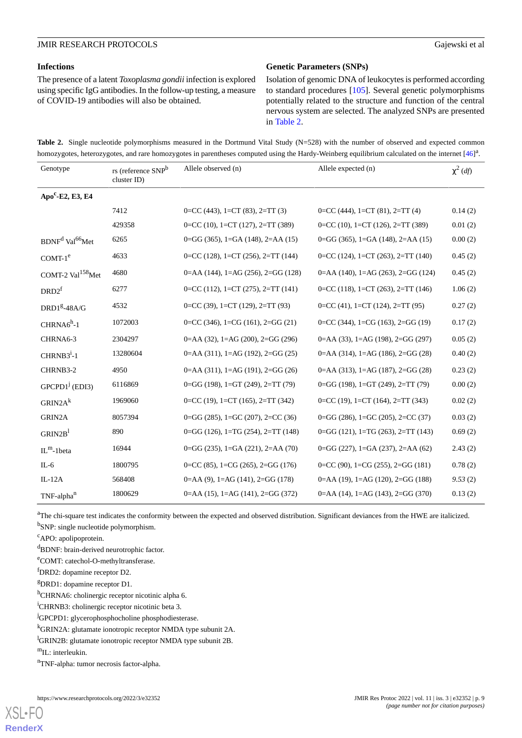### Infections

The presence of a latent *Toxoplasma gondii* infection is explored using specific IgG antibodies. In the follow-up testing, a measure of COVID-19 antibodies will also be obtained.

### Genetic Parameters (SNPs)

Isolation of genomic DNA of leukocytes is performed according to standard procedures [105]. Several genetic polymorphisms potentially related to the structure and function of the central nervous system are selected. The analyzed SNPs are presented in Table 2.

**Table 2.** Single nucleotide polymorphisms measured in the Dortmund Vital Study (N=528) with the number of observed and expected common homozygotes, heterozygotes, and rare homozygotes in parentheses computed using the Hardy-Weinberg equilibrium calculated on the internet [46][a].

| Genotype | rs (reference SNP[b] cluster ID) | Allele observed (n) | Allele expected (n) | $\chi^2$ (*df*) |
|---|---|---|---|---|
| **Apo[c]-E2, E3, E4** | | | | |
| | 7412 | 0=CC (443), 1=CT (83), 2=TT (3) | 0=CC (444), 1=CT (81), 2=TT (4) | 0.14 (2) |
| | 429358 | 0=CC (10), 1=CT (127), 2=TT (389) | 0=CC (10), 1=CT (126), 2=TT (389) | 0.01 (2) |
| BDNF[d] Val$^{66}$Met | 6265 | 0=GG (365), 1=GA (148), 2=AA (15) | 0=GG (365), 1=GA (148), 2=AA (15) | 0.00 (2) |
| COMT-1[e] | 4633 | 0=CC (128), 1=CT (256), 2=TT (144) | 0=CC (124), 1=CT (263), 2=TT (140) | 0.45 (2) |
| COMT-2 Val$^{158}$Met | 4680 | 0=AA (144), 1=AG (256), 2=GG (128) | 0=AA (140), 1=AG (263), 2=GG (124) | 0.45 (2) |
| DRD2[f] | 6277 | 0=CC (112), 1=CT (275), 2=TT (141) | 0=CC (118), 1=CT (263), 2=TT (146) | 1.06 (2) |
| DRD1[g]-48A/G | 4532 | 0=CC (39), 1=CT (129), 2=TT (93) | 0=CC (41), 1=CT (124), 2=TT (95) | 0.27 (2) |
| CHRNA6[h]-1 | 1072003 | 0=CC (346), 1=CG (161), 2=GG (21) | 0=CC (344), 1=CG (163), 2=GG (19) | 0.17 (2) |
| CHRNA6-3 | 2304297 | 0=AA (32), 1=AG (200), 2=GG (296) | 0=AA (33), 1=AG (198), 2=GG (297) | 0.05 (2) |
| CHRNB3[i]-1 | 13280604 | 0=AA (311), 1=AG (192), 2=GG (25) | 0=AA (314), 1=AG (186), 2=GG (28) | 0.40 (2) |
| CHRNB3-2 | 4950 | 0=AA (311), 1=AG (191), 2=GG (26) | 0=AA (313), 1=AG (187), 2=GG (28) | 0.23 (2) |
| GPCPD1[j] (EDI3) | 6116869 | 0=GG (198), 1=GT (249), 2=TT (79) | 0=GG (198), 1=GT (249), 2=TT (79) | 0.00 (2) |
| GRIN2A[k] | 1969060 | 0=CC (19), 1=CT (165), 2=TT (342) | 0=CC (19), 1=CT (164), 2=TT (343) | 0.02 (2) |
| GRIN2A | 8057394 | 0=GG (285), 1=GC (207), 2=CC (36) | 0=GG (286), 1=GC (205), 2=CC (37) | 0.03 (2) |
| GRIN2B[l] | 890 | 0=GG (126), 1=TG (254), 2=TT (148) | 0=GG (121), 1=TG (263), 2=TT (143) | 0.69 (2) |
| IL[m]-1beta | 16944 | 0=GG (235), 1=GA (221), 2=AA (70) | 0=GG (227), 1=GA (237), 2=AA (62) | 2.43 (2) |
| IL-6 | 1800795 | 0=CC (85), 1=CG (265), 2=GG (176) | 0=CC (90), 1=CG (255), 2=GG (181) | 0.78 (2) |
| IL-12A | 568408 | 0=AA (9), 1=AG (141), 2=GG (178) | 0=AA (19), 1=AG (120), 2=GG (188) | *9.53* (2) |
| TNF-alpha[n] | 1800629 | 0=AA (15), 1=AG (141), 2=GG (372) | 0=AA (14), 1=AG (143), 2=GG (370) | 0.13 (2) |

[a]The chi-square test indicates the conformity between the expected and observed distribution. Significant deviances from the HWE are italicized.

[b]SNP: single nucleotide polymorphism.

[c]APO: apolipoprotein.

[d]BDNF: brain-derived neurotrophic factor.

[e]COMT: catechol-O-methyltransferase.

[f]DRD2: dopamine receptor D2.

[g]DRD1: dopamine receptor D1.

[h]CHRNA6: cholinergic receptor nicotinic alpha 6.

[i]CHRNB3: cholinergic receptor nicotinic beta 3.

[j]GPCPD1: glycerophosphocholine phosphodiesterase.

[k]GRIN2A: glutamate ionotropic receptor NMDA type subunit 2A.

[l]GRIN2B: glutamate ionotropic receptor NMDA type subunit 2B.

[m]IL: interleukin.

[n]TNF-alpha: tumor necrosis factor-alpha.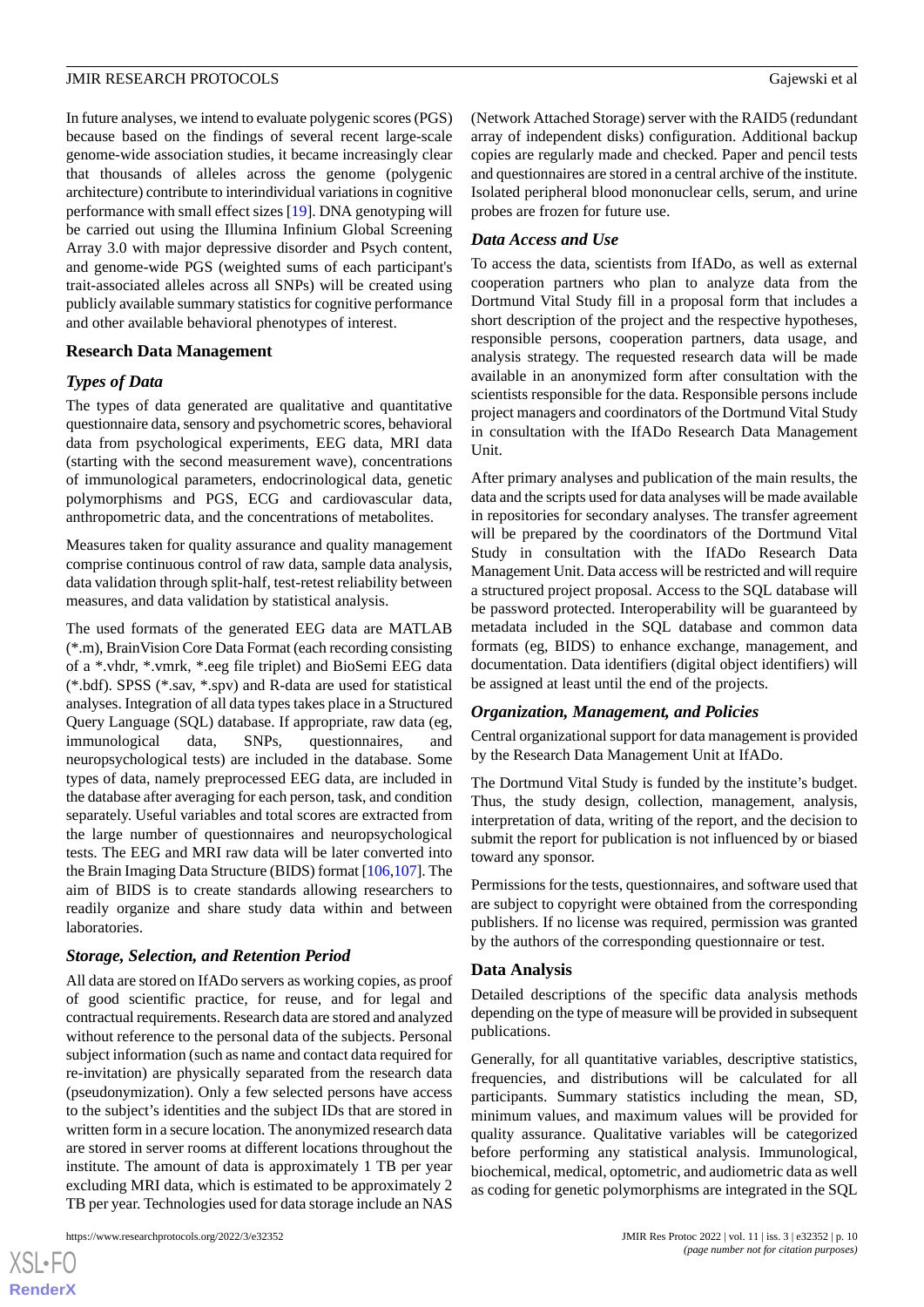In future analyses, we intend to evaluate polygenic scores (PGS) because based on the findings of several recent large-scale genome-wide association studies, it became increasingly clear that thousands of alleles across the genome (polygenic architecture) contribute to interindividual variations in cognitive performance with small effect sizes [19]. DNA genotyping will be carried out using the Illumina Infinium Global Screening Array 3.0 with major depressive disorder and Psych content, and genome-wide PGS (weighted sums of each participant's trait-associated alleles across all SNPs) will be created using publicly available summary statistics for cognitive performance and other available behavioral phenotypes of interest.

## Research Data Management

### Types of Data

The types of data generated are qualitative and quantitative questionnaire data, sensory and psychometric scores, behavioral data from psychological experiments, EEG data, MRI data (starting with the second measurement wave), concentrations of immunological parameters, endocrinological data, genetic polymorphisms and PGS, ECG and cardiovascular data, anthropometric data, and the concentrations of metabolites.

Measures taken for quality assurance and quality management comprise continuous control of raw data, sample data analysis, data validation through split-half, test-retest reliability between measures, and data validation by statistical analysis.

The used formats of the generated EEG data are MATLAB (*.m), BrainVision Core Data Format (each recording consisting of a *.vhdr, *.vmrk, *.eeg file triplet) and BioSemi EEG data (*.bdf). SPSS (*.sav, *.spv) and R-data are used for statistical analyses. Integration of all data types takes place in a Structured Query Language (SQL) database. If appropriate, raw data (eg, immunological data, SNPs, questionnaires, and neuropsychological tests) are included in the database. Some types of data, namely preprocessed EEG data, are included in the database after averaging for each person, task, and condition separately. Useful variables and total scores are extracted from the large number of questionnaires and neuropsychological tests. The EEG and MRI raw data will be later converted into the Brain Imaging Data Structure (BIDS) format [106,107]. The aim of BIDS is to create standards allowing researchers to readily organize and share study data within and between laboratories.

### Storage, Selection, and Retention Period

All data are stored on IfADo servers as working copies, as proof of good scientific practice, for reuse, and for legal and contractual requirements. Research data are stored and analyzed without reference to the personal data of the subjects. Personal subject information (such as name and contact data required for re-invitation) are physically separated from the research data (pseudonymization). Only a few selected persons have access to the subject's identities and the subject IDs that are stored in written form in a secure location. The anonymized research data are stored in server rooms at different locations throughout the institute. The amount of data is approximately 1 TB per year excluding MRI data, which is estimated to be approximately 2 TB per year. Technologies used for data storage include an NAS (Network Attached Storage) server with the RAID5 (redundant array of independent disks) configuration. Additional backup copies are regularly made and checked. Paper and pencil tests and questionnaires are stored in a central archive of the institute. Isolated peripheral blood mononuclear cells, serum, and urine probes are frozen for future use.

### Data Access and Use

To access the data, scientists from IfADo, as well as external cooperation partners who plan to analyze data from the Dortmund Vital Study fill in a proposal form that includes a short description of the project and the respective hypotheses, responsible persons, cooperation partners, data usage, and analysis strategy. The requested research data will be made available in an anonymized form after consultation with the scientists responsible for the data. Responsible persons include project managers and coordinators of the Dortmund Vital Study in consultation with the IfADo Research Data Management Unit.

After primary analyses and publication of the main results, the data and the scripts used for data analyses will be made available in repositories for secondary analyses. The transfer agreement will be prepared by the coordinators of the Dortmund Vital Study in consultation with the IfADo Research Data Management Unit. Data access will be restricted and will require a structured project proposal. Access to the SQL database will be password protected. Interoperability will be guaranteed by metadata included in the SQL database and common data formats (eg, BIDS) to enhance exchange, management, and documentation. Data identifiers (digital object identifiers) will be assigned at least until the end of the projects.

### Organization, Management, and Policies

Central organizational support for data management is provided by the Research Data Management Unit at IfADo.

The Dortmund Vital Study is funded by the institute's budget. Thus, the study design, collection, management, analysis, interpretation of data, writing of the report, and the decision to submit the report for publication is not influenced by or biased toward any sponsor.

Permissions for the tests, questionnaires, and software used that are subject to copyright were obtained from the corresponding publishers. If no license was required, permission was granted by the authors of the corresponding questionnaire or test.

## Data Analysis

Detailed descriptions of the specific data analysis methods depending on the type of measure will be provided in subsequent publications.

Generally, for all quantitative variables, descriptive statistics, frequencies, and distributions will be calculated for all participants. Summary statistics including the mean, SD, minimum values, and maximum values will be provided for quality assurance. Qualitative variables will be categorized before performing any statistical analysis. Immunological, biochemical, medical, optometric, and audiometric data as well as coding for genetic polymorphisms are integrated in the SQL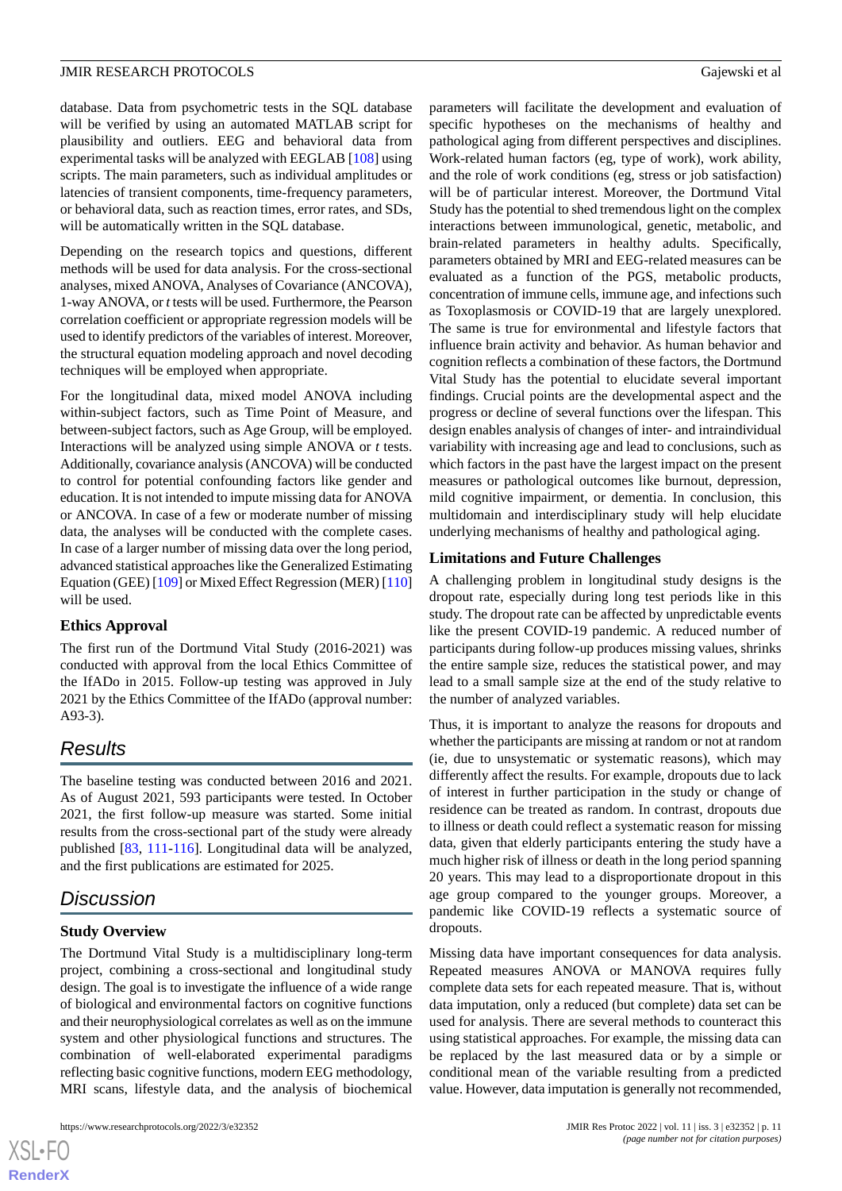database. Data from psychometric tests in the SQL database will be verified by using an automated MATLAB script for plausibility and outliers. EEG and behavioral data from experimental tasks will be analyzed with EEGLAB [108] using scripts. The main parameters, such as individual amplitudes or latencies of transient components, time-frequency parameters, or behavioral data, such as reaction times, error rates, and SDs, will be automatically written in the SQL database.

Depending on the research topics and questions, different methods will be used for data analysis. For the cross-sectional analyses, mixed ANOVA, Analyses of Covariance (ANCOVA), 1-way ANOVA, or *t* tests will be used. Furthermore, the Pearson correlation coefficient or appropriate regression models will be used to identify predictors of the variables of interest. Moreover, the structural equation modeling approach and novel decoding techniques will be employed when appropriate.

For the longitudinal data, mixed model ANOVA including within-subject factors, such as Time Point of Measure, and between-subject factors, such as Age Group, will be employed. Interactions will be analyzed using simple ANOVA or *t* tests. Additionally, covariance analysis (ANCOVA) will be conducted to control for potential confounding factors like gender and education. It is not intended to impute missing data for ANOVA or ANCOVA. In case of a few or moderate number of missing data, the analyses will be conducted with the complete cases. In case of a larger number of missing data over the long period, advanced statistical approaches like the Generalized Estimating Equation (GEE) [109] or Mixed Effect Regression (MER) [110] will be used.

### Ethics Approval

The first run of the Dortmund Vital Study (2016-2021) was conducted with approval from the local Ethics Committee of the IfADo in 2015. Follow-up testing was approved in July 2021 by the Ethics Committee of the IfADo (approval number: A93-3).

## Results

The baseline testing was conducted between 2016 and 2021. As of August 2021, 593 participants were tested. In October 2021, the first follow-up measure was started. Some initial results from the cross-sectional part of the study were already published [83, 111-116]. Longitudinal data will be analyzed, and the first publications are estimated for 2025.

## Discussion

### Study Overview

The Dortmund Vital Study is a multidisciplinary long-term project, combining a cross-sectional and longitudinal study design. The goal is to investigate the influence of a wide range of biological and environmental factors on cognitive functions and their neurophysiological correlates as well as on the immune system and other physiological functions and structures. The combination of well-elaborated experimental paradigms reflecting basic cognitive functions, modern EEG methodology, MRI scans, lifestyle data, and the analysis of biochemical parameters will facilitate the development and evaluation of specific hypotheses on the mechanisms of healthy and pathological aging from different perspectives and disciplines. Work-related human factors (eg, type of work), work ability, and the role of work conditions (eg, stress or job satisfaction) will be of particular interest. Moreover, the Dortmund Vital Study has the potential to shed tremendous light on the complex interactions between immunological, genetic, metabolic, and brain-related parameters in healthy adults. Specifically, parameters obtained by MRI and EEG-related measures can be evaluated as a function of the PGS, metabolic products, concentration of immune cells, immune age, and infections such as Toxoplasmosis or COVID-19 that are largely unexplored. The same is true for environmental and lifestyle factors that influence brain activity and behavior. As human behavior and cognition reflects a combination of these factors, the Dortmund Vital Study has the potential to elucidate several important findings. Crucial points are the developmental aspect and the progress or decline of several functions over the lifespan. This design enables analysis of changes of inter- and intraindividual variability with increasing age and lead to conclusions, such as which factors in the past have the largest impact on the present measures or pathological outcomes like burnout, depression, mild cognitive impairment, or dementia. In conclusion, this multidomain and interdisciplinary study will help elucidate underlying mechanisms of healthy and pathological aging.

### Limitations and Future Challenges

A challenging problem in longitudinal study designs is the dropout rate, especially during long test periods like in this study. The dropout rate can be affected by unpredictable events like the present COVID-19 pandemic. A reduced number of participants during follow-up produces missing values, shrinks the entire sample size, reduces the statistical power, and may lead to a small sample size at the end of the study relative to the number of analyzed variables.

Thus, it is important to analyze the reasons for dropouts and whether the participants are missing at random or not at random (ie, due to unsystematic or systematic reasons), which may differently affect the results. For example, dropouts due to lack of interest in further participation in the study or change of residence can be treated as random. In contrast, dropouts due to illness or death could reflect a systematic reason for missing data, given that elderly participants entering the study have a much higher risk of illness or death in the long period spanning 20 years. This may lead to a disproportionate dropout in this age group compared to the younger groups. Moreover, a pandemic like COVID-19 reflects a systematic source of dropouts.

Missing data have important consequences for data analysis. Repeated measures ANOVA or MANOVA requires fully complete data sets for each repeated measure. That is, without data imputation, only a reduced (but complete) data set can be used for analysis. There are several methods to counteract this using statistical approaches. For example, the missing data can be replaced by the last measured data or by a simple or conditional mean of the variable resulting from a predicted value. However, data imputation is generally not recommended,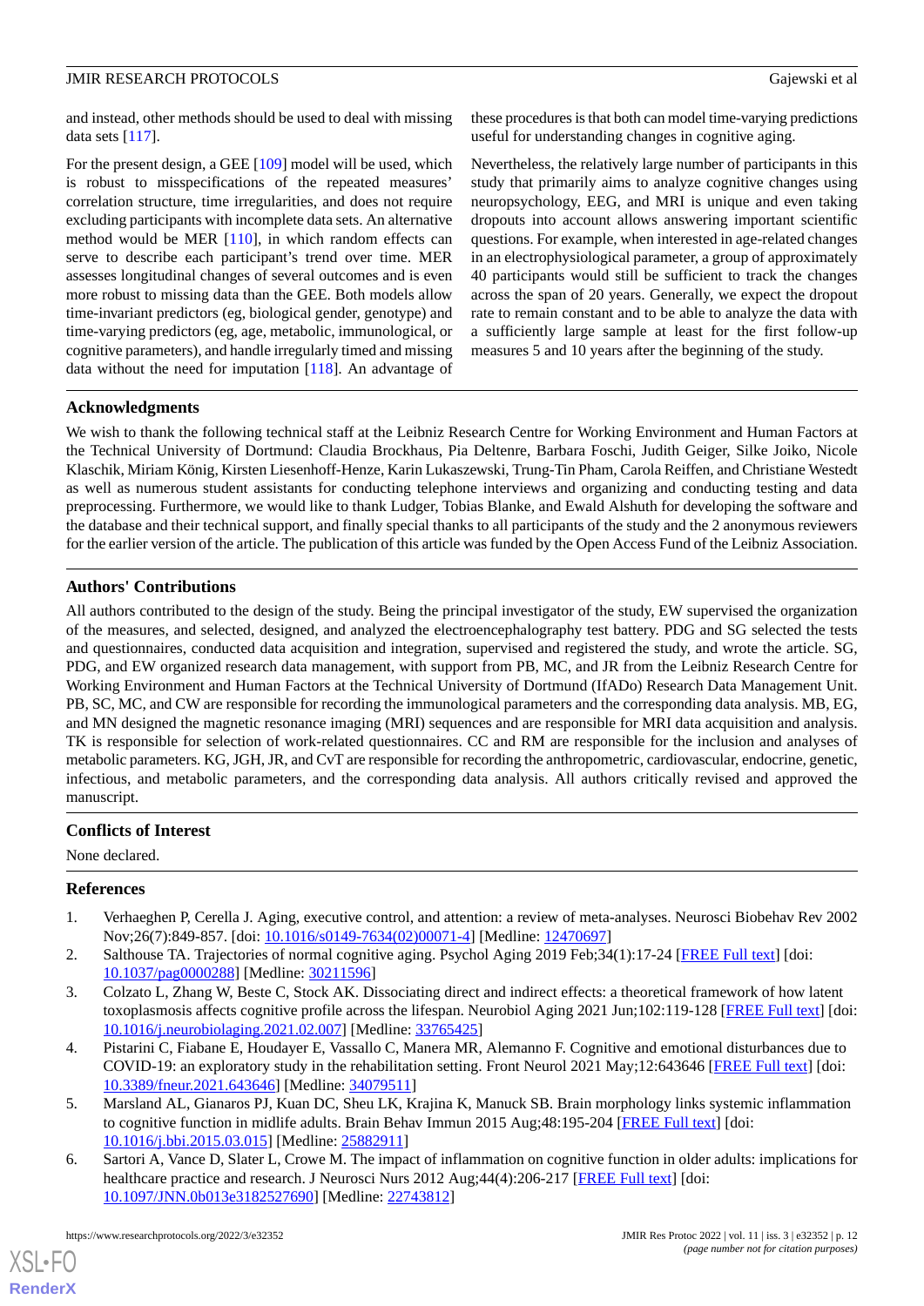and instead, other methods should be used to deal with missing data sets [117].

For the present design, a GEE [109] model will be used, which is robust to misspecifications of the repeated measures' correlation structure, time irregularities, and does not require excluding participants with incomplete data sets. An alternative method would be MER [110], in which random effects can serve to describe each participant's trend over time. MER assesses longitudinal changes of several outcomes and is even more robust to missing data than the GEE. Both models allow time-invariant predictors (eg, biological gender, genotype) and time-varying predictors (eg, age, metabolic, immunological, or cognitive parameters), and handle irregularly timed and missing data without the need for imputation [118]. An advantage of these procedures is that both can model time-varying predictions useful for understanding changes in cognitive aging.

Nevertheless, the relatively large number of participants in this study that primarily aims to analyze cognitive changes using neuropsychology, EEG, and MRI is unique and even taking dropouts into account allows answering important scientific questions. For example, when interested in age-related changes in an electrophysiological parameter, a group of approximately 40 participants would still be sufficient to track the changes across the span of 20 years. Generally, we expect the dropout rate to remain constant and to be able to analyze the data with a sufficiently large sample at least for the first follow-up measures 5 and 10 years after the beginning of the study.

## Acknowledgments

We wish to thank the following technical staff at the Leibniz Research Centre for Working Environment and Human Factors at the Technical University of Dortmund: Claudia Brockhaus, Pia Deltenre, Barbara Foschi, Judith Geiger, Silke Joiko, Nicole Klaschik, Miriam König, Kirsten Liesenhoff-Henze, Karin Lukaszewski, Trung-Tin Pham, Carola Reiffen, and Christiane Westedt as well as numerous student assistants for conducting telephone interviews and organizing and conducting testing and data preprocessing. Furthermore, we would like to thank Ludger, Tobias Blanke, and Ewald Alshuth for developing the software and the database and their technical support, and finally special thanks to all participants of the study and the 2 anonymous reviewers for the earlier version of the article. The publication of this article was funded by the Open Access Fund of the Leibniz Association.

## Authors' Contributions

All authors contributed to the design of the study. Being the principal investigator of the study, EW supervised the organization of the measures, and selected, designed, and analyzed the electroencephalography test battery. PDG and SG selected the tests and questionnaires, conducted data acquisition and integration, supervised and registered the study, and wrote the article. SG, PDG, and EW organized research data management, with support from PB, MC, and JR from the Leibniz Research Centre for Working Environment and Human Factors at the Technical University of Dortmund (IfADo) Research Data Management Unit. PB, SC, MC, and CW are responsible for recording the immunological parameters and the corresponding data analysis. MB, EG, and MN designed the magnetic resonance imaging (MRI) sequences and are responsible for MRI data acquisition and analysis. TK is responsible for selection of work-related questionnaires. CC and RM are responsible for the inclusion and analyses of metabolic parameters. KG, JGH, JR, and CvT are responsible for recording the anthropometric, cardiovascular, endocrine, genetic, infectious, and metabolic parameters, and the corresponding data analysis. All authors critically revised and approved the manuscript.

## Conflicts of Interest

None declared.

## References

1. Verhaeghen P, Cerella J. Aging, executive control, and attention: a review of meta-analyses. Neurosci Biobehav Rev 2002 Nov;26(7):849-857. [doi: 10.1016/s0149-7634(02)00071-4] [Medline: 12470697]
2. Salthouse TA. Trajectories of normal cognitive aging. Psychol Aging 2019 Feb;34(1):17-24 [FREE Full text] [doi: 10.1037/pag0000288] [Medline: 30211596]
3. Colzato L, Zhang W, Beste C, Stock AK. Dissociating direct and indirect effects: a theoretical framework of how latent toxoplasmosis affects cognitive profile across the lifespan. Neurobiol Aging 2021 Jun;102:119-128 [FREE Full text] [doi: 10.1016/j.neurobiolaging.2021.02.007] [Medline: 33765425]
4. Pistarini C, Fiabane E, Houdayer E, Vassallo C, Manera MR, Alemanno F. Cognitive and emotional disturbances due to COVID-19: an exploratory study in the rehabilitation setting. Front Neurol 2021 May;12:643646 [FREE Full text] [doi: 10.3389/fneur.2021.643646] [Medline: 34079511]
5. Marsland AL, Gianaros PJ, Kuan DC, Sheu LK, Krajina K, Manuck SB. Brain morphology links systemic inflammation to cognitive function in midlife adults. Brain Behav Immun 2015 Aug;48:195-204 [FREE Full text] [doi: 10.1016/j.bbi.2015.03.015] [Medline: 25882911]
6. Sartori A, Vance D, Slater L, Crowe M. The impact of inflammation on cognitive function in older adults: implications for healthcare practice and research. J Neurosci Nurs 2012 Aug;44(4):206-217 [FREE Full text] [doi: 10.1097/JNN.0b013e3182527690] [Medline: 22743812]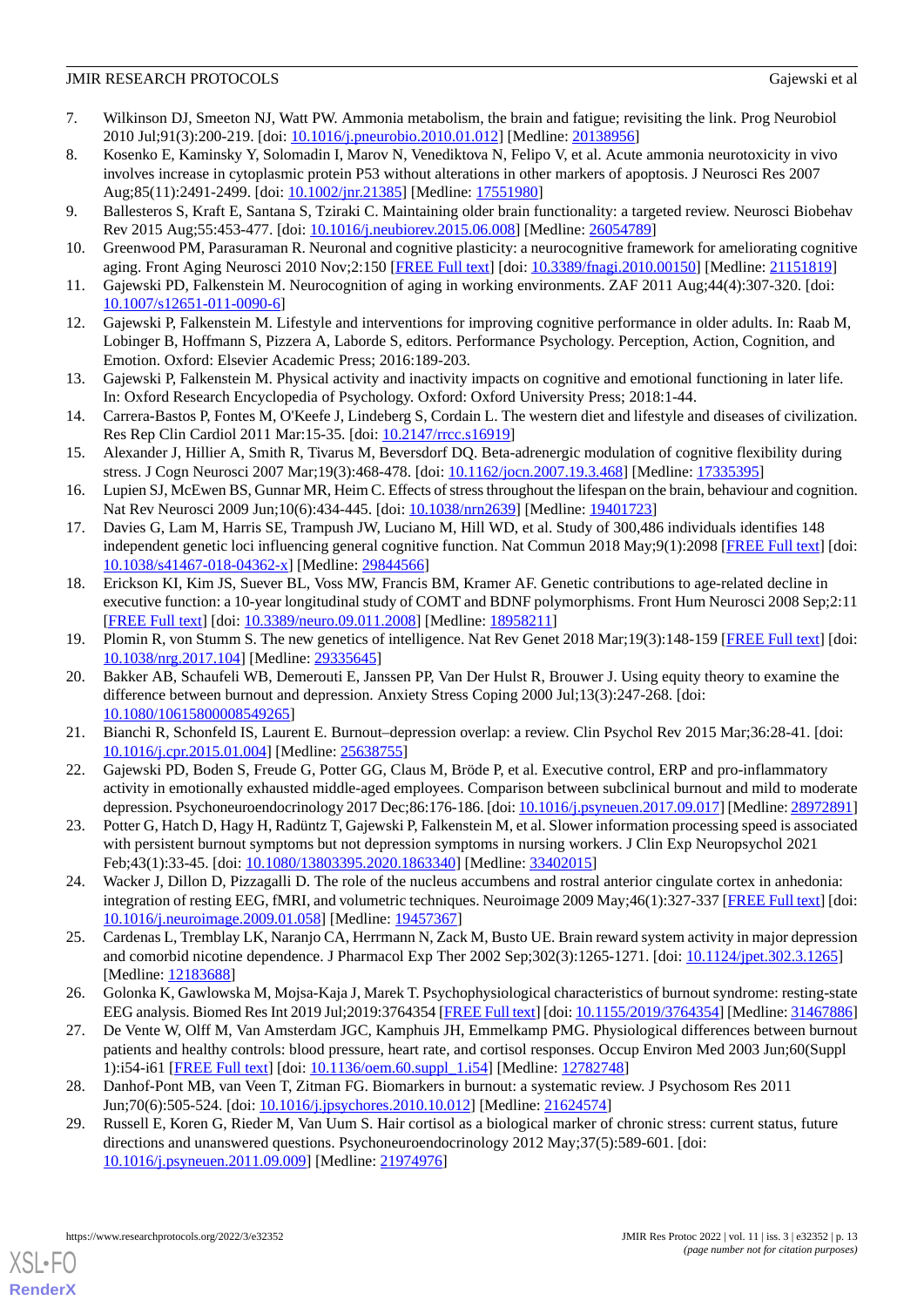7. Wilkinson DJ, Smeeton NJ, Watt PW. Ammonia metabolism, the brain and fatigue; revisiting the link. Prog Neurobiol 2010 Jul;91(3):200-219. [doi: 10.1016/j.pneurobio.2010.01.012] [Medline: 20138956]
8. Kosenko E, Kaminsky Y, Solomadin I, Marov N, Venediktova N, Felipo V, et al. Acute ammonia neurotoxicity in vivo involves increase in cytoplasmic protein P53 without alterations in other markers of apoptosis. J Neurosci Res 2007 Aug;85(11):2491-2499. [doi: 10.1002/jnr.21385] [Medline: 17551980]
9. Ballesteros S, Kraft E, Santana S, Tziraki C. Maintaining older brain functionality: a targeted review. Neurosci Biobehav Rev 2015 Aug;55:453-477. [doi: 10.1016/j.neubiorev.2015.06.008] [Medline: 26054789]
10. Greenwood PM, Parasuraman R. Neuronal and cognitive plasticity: a neurocognitive framework for ameliorating cognitive aging. Front Aging Neurosci 2010 Nov;2:150 [FREE Full text] [doi: 10.3389/fnagi.2010.00150] [Medline: 21151819]
11. Gajewski PD, Falkenstein M. Neurocognition of aging in working environments. ZAF 2011 Aug;44(4):307-320. [doi: 10.1007/s12651-011-0090-6]
12. Gajewski P, Falkenstein M. Lifestyle and interventions for improving cognitive performance in older adults. In: Raab M, Lobinger B, Hoffmann S, Pizzera A, Laborde S, editors. Performance Psychology. Perception, Action, Cognition, and Emotion. Oxford: Elsevier Academic Press; 2016:189-203.
13. Gajewski P, Falkenstein M. Physical activity and inactivity impacts on cognitive and emotional functioning in later life. In: Oxford Research Encyclopedia of Psychology. Oxford: Oxford University Press; 2018:1-44.
14. Carrera-Bastos P, Fontes M, O'Keefe J, Lindeberg S, Cordain L. The western diet and lifestyle and diseases of civilization. Res Rep Clin Cardiol 2011 Mar:15-35. [doi: 10.2147/rrcc.s16919]
15. Alexander J, Hillier A, Smith R, Tivarus M, Beversdorf DQ. Beta-adrenergic modulation of cognitive flexibility during stress. J Cogn Neurosci 2007 Mar;19(3):468-478. [doi: 10.1162/jocn.2007.19.3.468] [Medline: 17335395]
16. Lupien SJ, McEwen BS, Gunnar MR, Heim C. Effects of stress throughout the lifespan on the brain, behaviour and cognition. Nat Rev Neurosci 2009 Jun;10(6):434-445. [doi: 10.1038/nrn2639] [Medline: 19401723]
17. Davies G, Lam M, Harris SE, Trampush JW, Luciano M, Hill WD, et al. Study of 300,486 individuals identifies 148 independent genetic loci influencing general cognitive function. Nat Commun 2018 May;9(1):2098 [FREE Full text] [doi: 10.1038/s41467-018-04362-x] [Medline: 29844566]
18. Erickson KI, Kim JS, Suever BL, Voss MW, Francis BM, Kramer AF. Genetic contributions to age-related decline in executive function: a 10-year longitudinal study of COMT and BDNF polymorphisms. Front Hum Neurosci 2008 Sep;2:11 [FREE Full text] [doi: 10.3389/neuro.09.011.2008] [Medline: 18958211]
19. Plomin R, von Stumm S. The new genetics of intelligence. Nat Rev Genet 2018 Mar;19(3):148-159 [FREE Full text] [doi: 10.1038/nrg.2017.104] [Medline: 29335645]
20. Bakker AB, Schaufeli WB, Demerouti E, Janssen PP, Van Der Hulst R, Brouwer J. Using equity theory to examine the difference between burnout and depression. Anxiety Stress Coping 2000 Jul;13(3):247-268. [doi: 10.1080/10615800008549265]
21. Bianchi R, Schonfeld IS, Laurent E. Burnout–depression overlap: a review. Clin Psychol Rev 2015 Mar;36:28-41. [doi: 10.1016/j.cpr.2015.01.004] [Medline: 25638755]
22. Gajewski PD, Boden S, Freude G, Potter GG, Claus M, Bröde P, et al. Executive control, ERP and pro-inflammatory activity in emotionally exhausted middle-aged employees. Comparison between subclinical burnout and mild to moderate depression. Psychoneuroendocrinology 2017 Dec;86:176-186. [doi: 10.1016/j.psyneuen.2017.09.017] [Medline: 28972891]
23. Potter G, Hatch D, Hagy H, Radüntz T, Gajewski P, Falkenstein M, et al. Slower information processing speed is associated with persistent burnout symptoms but not depression symptoms in nursing workers. J Clin Exp Neuropsychol 2021 Feb;43(1):33-45. [doi: 10.1080/13803395.2020.1863340] [Medline: 33402015]
24. Wacker J, Dillon D, Pizzagalli D. The role of the nucleus accumbens and rostral anterior cingulate cortex in anhedonia: integration of resting EEG, fMRI, and volumetric techniques. Neuroimage 2009 May;46(1):327-337 [FREE Full text] [doi: 10.1016/j.neuroimage.2009.01.058] [Medline: 19457367]
25. Cardenas L, Tremblay LK, Naranjo CA, Herrmann N, Zack M, Busto UE. Brain reward system activity in major depression and comorbid nicotine dependence. J Pharmacol Exp Ther 2002 Sep;302(3):1265-1271. [doi: 10.1124/jpet.302.3.1265] [Medline: 12183688]
26. Golonka K, Gawlowska M, Mojsa-Kaja J, Marek T. Psychophysiological characteristics of burnout syndrome: resting-state EEG analysis. Biomed Res Int 2019 Jul;2019:3764354 [FREE Full text] [doi: 10.1155/2019/3764354] [Medline: 31467886]
27. De Vente W, Olff M, Van Amsterdam JGC, Kamphuis JH, Emmelkamp PMG. Physiological differences between burnout patients and healthy controls: blood pressure, heart rate, and cortisol responses. Occup Environ Med 2003 Jun;60(Suppl 1):i54-i61 [FREE Full text] [doi: 10.1136/oem.60.suppl_1.i54] [Medline: 12782748]
28. Danhof-Pont MB, van Veen T, Zitman FG. Biomarkers in burnout: a systematic review. J Psychosom Res 2011 Jun;70(6):505-524. [doi: 10.1016/j.jpsychores.2010.10.012] [Medline: 21624574]
29. Russell E, Koren G, Rieder M, Van Uum S. Hair cortisol as a biological marker of chronic stress: current status, future directions and unanswered questions. Psychoneuroendocrinology 2012 May;37(5):589-601. [doi: 10.1016/j.psyneuen.2011.09.009] [Medline: 21974976]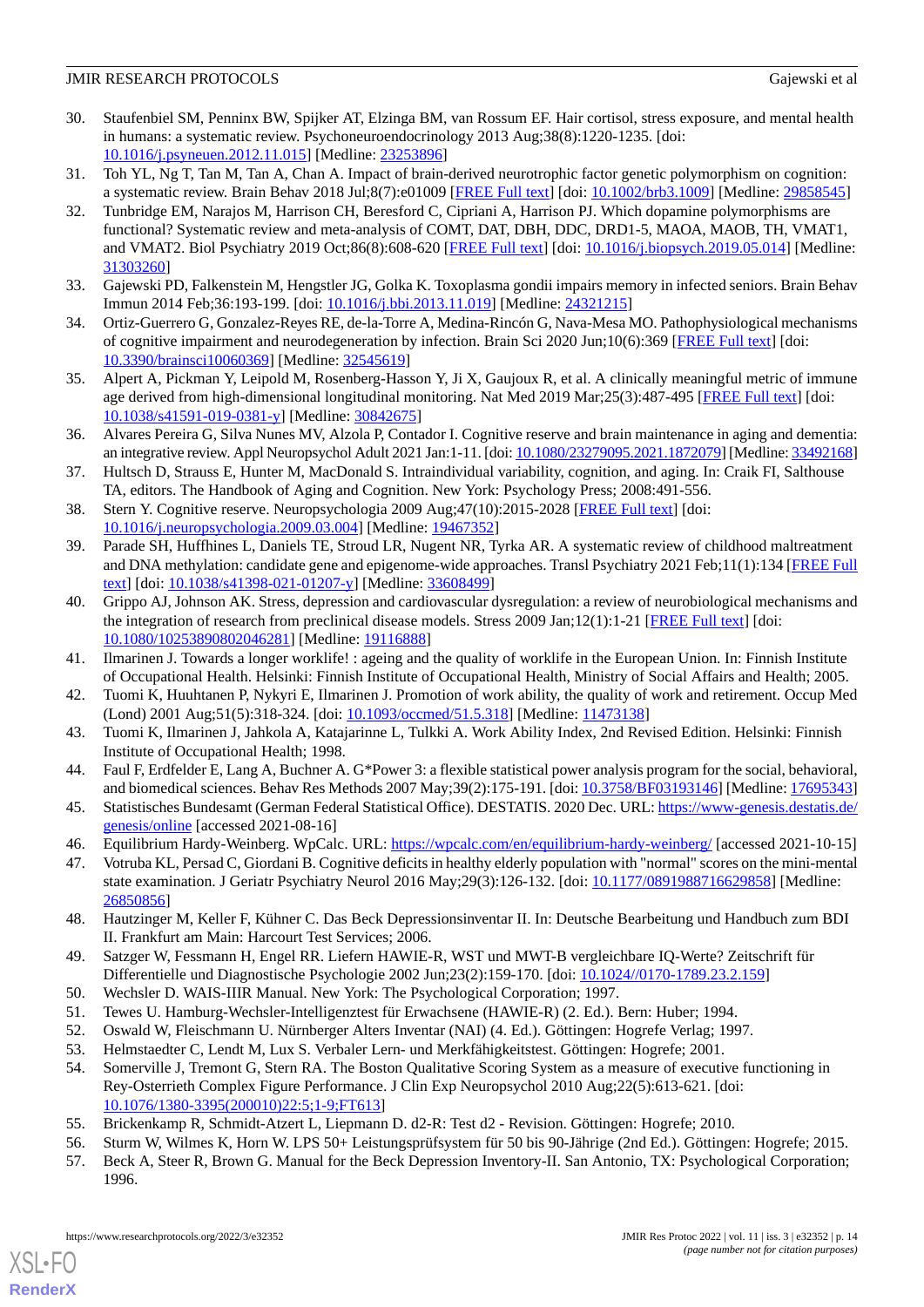30. Staufenbiel SM, Penninx BW, Spijker AT, Elzinga BM, van Rossum EF. Hair cortisol, stress exposure, and mental health in humans: a systematic review. Psychoneuroendocrinology 2013 Aug;38(8):1220-1235. [doi: 10.1016/j.psyneuen.2012.11.015] [Medline: 23253896]
31. Toh YL, Ng T, Tan M, Tan A, Chan A. Impact of brain-derived neurotrophic factor genetic polymorphism on cognition: a systematic review. Brain Behav 2018 Jul;8(7):e01009 [FREE Full text] [doi: 10.1002/brb3.1009] [Medline: 29858545]
32. Tunbridge EM, Narajos M, Harrison CH, Beresford C, Cipriani A, Harrison PJ. Which dopamine polymorphisms are functional? Systematic review and meta-analysis of COMT, DAT, DBH, DDC, DRD1-5, MAOA, MAOB, TH, VMAT1, and VMAT2. Biol Psychiatry 2019 Oct;86(8):608-620 [FREE Full text] [doi: 10.1016/j.biopsych.2019.05.014] [Medline: 31303260]
33. Gajewski PD, Falkenstein M, Hengstler JG, Golka K. Toxoplasma gondii impairs memory in infected seniors. Brain Behav Immun 2014 Feb;36:193-199. [doi: 10.1016/j.bbi.2013.11.019] [Medline: 24321215]
34. Ortiz-Guerrero G, Gonzalez-Reyes RE, de-la-Torre A, Medina-Rincón G, Nava-Mesa MO. Pathophysiological mechanisms of cognitive impairment and neurodegeneration by infection. Brain Sci 2020 Jun;10(6):369 [FREE Full text] [doi: 10.3390/brainsci10060369] [Medline: 32545619]
35. Alpert A, Pickman Y, Leipold M, Rosenberg-Hasson Y, Ji X, Gaujoux R, et al. A clinically meaningful metric of immune age derived from high-dimensional longitudinal monitoring. Nat Med 2019 Mar;25(3):487-495 [FREE Full text] [doi: 10.1038/s41591-019-0381-y] [Medline: 30842675]
36. Alvares Pereira G, Silva Nunes MV, Alzola P, Contador I. Cognitive reserve and brain maintenance in aging and dementia: an integrative review. Appl Neuropsychol Adult 2021 Jan:1-11. [doi: 10.1080/23279095.2021.1872079] [Medline: 33492168]
37. Hultsch D, Strauss E, Hunter M, MacDonald S. Intraindividual variability, cognition, and aging. In: Craik FI, Salthouse TA, editors. The Handbook of Aging and Cognition. New York: Psychology Press; 2008:491-556.
38. Stern Y. Cognitive reserve. Neuropsychologia 2009 Aug;47(10):2015-2028 [FREE Full text] [doi: 10.1016/j.neuropsychologia.2009.03.004] [Medline: 19467352]
39. Parade SH, Huffhines L, Daniels TE, Stroud LR, Nugent NR, Tyrka AR. A systematic review of childhood maltreatment and DNA methylation: candidate gene and epigenome-wide approaches. Transl Psychiatry 2021 Feb;11(1):134 [FREE Full text] [doi: 10.1038/s41398-021-01207-y] [Medline: 33608499]
40. Grippo AJ, Johnson AK. Stress, depression and cardiovascular dysregulation: a review of neurobiological mechanisms and the integration of research from preclinical disease models. Stress 2009 Jan;12(1):1-21 [FREE Full text] [doi: 10.1080/10253890802046281] [Medline: 19116888]
41. Ilmarinen J. Towards a longer worklife! : ageing and the quality of worklife in the European Union. In: Finnish Institute of Occupational Health. Helsinki: Finnish Institute of Occupational Health, Ministry of Social Affairs and Health; 2005.
42. Tuomi K, Huuhtanen P, Nykyri E, Ilmarinen J. Promotion of work ability, the quality of work and retirement. Occup Med (Lond) 2001 Aug;51(5):318-324. [doi: 10.1093/occmed/51.5.318] [Medline: 11473138]
43. Tuomi K, Ilmarinen J, Jahkola A, Katajarinne L, Tulkki A. Work Ability Index, 2nd Revised Edition. Helsinki: Finnish Institute of Occupational Health; 1998.
44. Faul F, Erdfelder E, Lang A, Buchner A. G*Power 3: a flexible statistical power analysis program for the social, behavioral, and biomedical sciences. Behav Res Methods 2007 May;39(2):175-191. [doi: 10.3758/BF03193146] [Medline: 17695343]
45. Statistisches Bundesamt (German Federal Statistical Office). DESTATIS. 2020 Dec. URL: https://www-genesis.destatis.de/genesis/online [accessed 2021-08-16]
46. Equilibrium Hardy-Weinberg. WpCalc. URL: https://wpcalc.com/en/equilibrium-hardy-weinberg/ [accessed 2021-10-15]
47. Votruba KL, Persad C, Giordani B. Cognitive deficits in healthy elderly population with "normal" scores on the mini-mental state examination. J Geriatr Psychiatry Neurol 2016 May;29(3):126-132. [doi: 10.1177/0891988716629858] [Medline: 26850856]
48. Hautzinger M, Keller F, Kühner C. Das Beck Depressionsinventar II. In: Deutsche Bearbeitung und Handbuch zum BDI II. Frankfurt am Main: Harcourt Test Services; 2006.
49. Satzger W, Fessmann H, Engel RR. Liefern HAWIE-R, WST und MWT-B vergleichbare IQ-Werte? Zeitschrift für Differentielle und Diagnostische Psychologie 2002 Jun;23(2):159-170. [doi: 10.1024//0170-1789.23.2.159]
50. Wechsler D. WAIS-IIIR Manual. New York: The Psychological Corporation; 1997.
51. Tewes U. Hamburg-Wechsler-Intelligenztest für Erwachsene (HAWIE-R) (2. Ed.). Bern: Huber; 1994.
52. Oswald W, Fleischmann U. Nürnberger Alters Inventar (NAI) (4. Ed.). Göttingen: Hogrefe Verlag; 1997.
53. Helmstaedter C, Lendt M, Lux S. Verbaler Lern- und Merkfähigkeitstest. Göttingen: Hogrefe; 2001.
54. Somerville J, Tremont G, Stern RA. The Boston Qualitative Scoring System as a measure of executive functioning in Rey-Osterrieth Complex Figure Performance. J Clin Exp Neuropsychol 2010 Aug;22(5):613-621. [doi: 10.1076/1380-3395(200010)22:5;1-9;FT613]
55. Brickenkamp R, Schmidt-Atzert L, Liepmann D. d2-R: Test d2 - Revision. Göttingen: Hogrefe; 2010.
56. Sturm W, Wilmes K, Horn W. LPS 50+ Leistungsprüfsystem für 50 bis 90-Jährige (2nd Ed.). Göttingen: Hogrefe; 2015.
57. Beck A, Steer R, Brown G. Manual for the Beck Depression Inventory-II. San Antonio, TX: Psychological Corporation; 1996.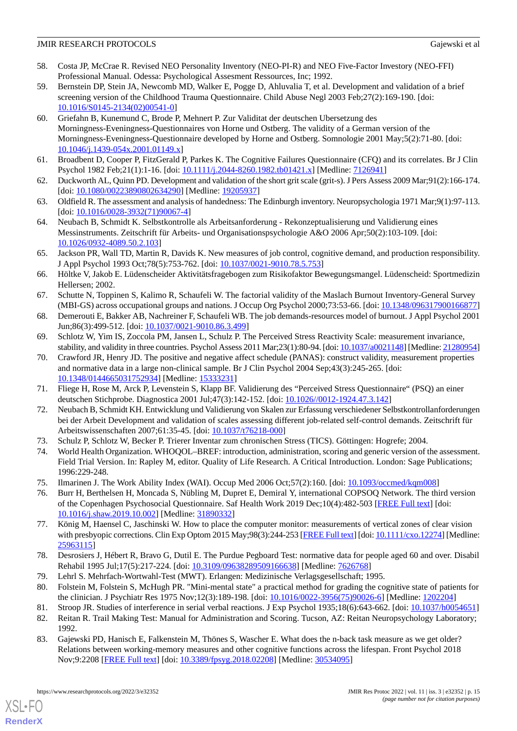58. Costa JP, McCrae R. Revised NEO Personality Inventory (NEO-PI-R) and NEO Five-Factor Investory (NEO-FFI) Professional Manual. Odessa: Psychological Assesment Ressources, Inc; 1992.
59. Bernstein DP, Stein JA, Newcomb MD, Walker E, Pogge D, Ahluvalia T, et al. Development and validation of a brief screening version of the Childhood Trauma Questionnaire. Child Abuse Negl 2003 Feb;27(2):169-190. [doi: 10.1016/S0145-2134(02)00541-0]
60. Griefahn B, Kunemund C, Brode P, Mehnert P. Zur Validitat der deutschen Ubersetzung des Morningness-Eveningness-Questionnaires von Horne und Ostberg. The validity of a German version of the Morningness-Eveningness-Questionnaire developed by Horne and Ostberg. Somnologie 2001 May;5(2):71-80. [doi: 10.1046/j.1439-054x.2001.01149.x]
61. Broadbent D, Cooper P, FitzGerald P, Parkes K. The Cognitive Failures Questionnaire (CFQ) and its correlates. Br J Clin Psychol 1982 Feb;21(1):1-16. [doi: 10.1111/j.2044-8260.1982.tb01421.x] [Medline: 7126941]
62. Duckworth AL, Quinn PD. Development and validation of the short grit scale (grit-s). J Pers Assess 2009 Mar;91(2):166-174. [doi: 10.1080/00223890802634290] [Medline: 19205937]
63. Oldfield R. The assessment and analysis of handedness: The Edinburgh inventory. Neuropsychologia 1971 Mar;9(1):97-113. [doi: 10.1016/0028-3932(71)90067-4]
64. Neubach B, Schmidt K. Selbstkontrolle als Arbeitsanforderung - Rekonzeptualisierung und Validierung eines Messinstruments. Zeitschrift für Arbeits- und Organisationspsychologie A&O 2006 Apr;50(2):103-109. [doi: 10.1026/0932-4089.50.2.103]
65. Jackson PR, Wall TD, Martin R, Davids K. New measures of job control, cognitive demand, and production responsibility. J Appl Psychol 1993 Oct;78(5):753-762. [doi: 10.1037/0021-9010.78.5.753]
66. Höltke V, Jakob E. Lüdenscheider Aktivitätsfragebogen zum Risikofaktor Bewegungsmangel. Lüdenscheid: Sportmedizin Hellersen; 2002.
67. Schutte N, Toppinen S, Kalimo R, Schaufeli W. The factorial validity of the Maslach Burnout Inventory-General Survey (MBI-GS) across occupational groups and nations. J Occup Org Psychol 2000;73:53-66. [doi: 10.1348/096317900166877]
68. Demerouti E, Bakker AB, Nachreiner F, Schaufeli WB. The job demands-resources model of burnout. J Appl Psychol 2001 Jun;86(3):499-512. [doi: 10.1037/0021-9010.86.3.499]
69. Schlotz W, Yim IS, Zoccola PM, Jansen L, Schulz P. The Perceived Stress Reactivity Scale: measurement invariance, stability, and validity in three countries. Psychol Assess 2011 Mar;23(1):80-94. [doi: 10.1037/a0021148] [Medline: 21280954]
70. Crawford JR, Henry JD. The positive and negative affect schedule (PANAS): construct validity, measurement properties and normative data in a large non-clinical sample. Br J Clin Psychol 2004 Sep;43(3):245-265. [doi: 10.1348/0144665031752934] [Medline: 15333231]
71. Fliege H, Rose M, Arck P, Levenstein S, Klapp BF. Validierung des "Perceived Stress Questionnaire" (PSQ) an einer deutschen Stichprobe. Diagnostica 2001 Jul;47(3):142-152. [doi: 10.1026//0012-1924.47.3.142]
72. Neubach B, Schmidt KH. Entwicklung und Validierung von Skalen zur Erfassung verschiedener Selbstkontrollanforderungen bei der Arbeit Development and validation of scales assessing different job-related self-control demands. Zeitschrift für Arbeitswissenschaften 2007;61:35-45. [doi: 10.1037/t76218-000]
73. Schulz P, Schlotz W, Becker P. Trierer Inventar zum chronischen Stress (TICS). Göttingen: Hogrefe; 2004.
74. World Health Organization. WHOQOL–BREF: introduction, administration, scoring and generic version of the assessment. Field Trial Version. In: Rapley M, editor. Quality of Life Research. A Critical Introduction. London: Sage Publications; 1996:229-248.
75. Ilmarinen J. The Work Ability Index (WAI). Occup Med 2006 Oct;57(2):160. [doi: 10.1093/occmed/kqm008]
76. Burr H, Berthelsen H, Moncada S, Nübling M, Dupret E, Demiral Y, international COPSOQ Network. The third version of the Copenhagen Psychosocial Questionnaire. Saf Health Work 2019 Dec;10(4):482-503 [FREE Full text] [doi: 10.1016/j.shaw.2019.10.002] [Medline: 31890332]
77. König M, Haensel C, Jaschinski W. How to place the computer monitor: measurements of vertical zones of clear vision with presbyopic corrections. Clin Exp Optom 2015 May;98(3):244-253 [FREE Full text] [doi: 10.1111/cxo.12274] [Medline: 25963115]
78. Desrosiers J, Hébert R, Bravo G, Dutil E. The Purdue Pegboard Test: normative data for people aged 60 and over. Disabil Rehabil 1995 Jul;17(5):217-224. [doi: 10.3109/09638289509166638] [Medline: 7626768]
79. Lehrl S. Mehrfach-Wortwahl-Test (MWT). Erlangen: Medizinische Verlagsgesellschaft; 1995.
80. Folstein M, Folstein S, McHugh PR. "Mini-mental state" a practical method for grading the cognitive state of patients for the clinician. J Psychiatr Res 1975 Nov;12(3):189-198. [doi: 10.1016/0022-3956(75)90026-6] [Medline: 1202204]
81. Stroop JR. Studies of interference in serial verbal reactions. J Exp Psychol 1935;18(6):643-662. [doi: 10.1037/h0054651]
82. Reitan R. Trail Making Test: Manual for Administration and Scoring. Tucson, AZ: Reitan Neuropsychology Laboratory; 1992.
83. Gajewski PD, Hanisch E, Falkenstein M, Thönes S, Wascher E. What does the n-back task measure as we get older? Relations between working-memory measures and other cognitive functions across the lifespan. Front Psychol 2018 Nov;9:2208 [FREE Full text] [doi: 10.3389/fpsyg.2018.02208] [Medline: 30534095]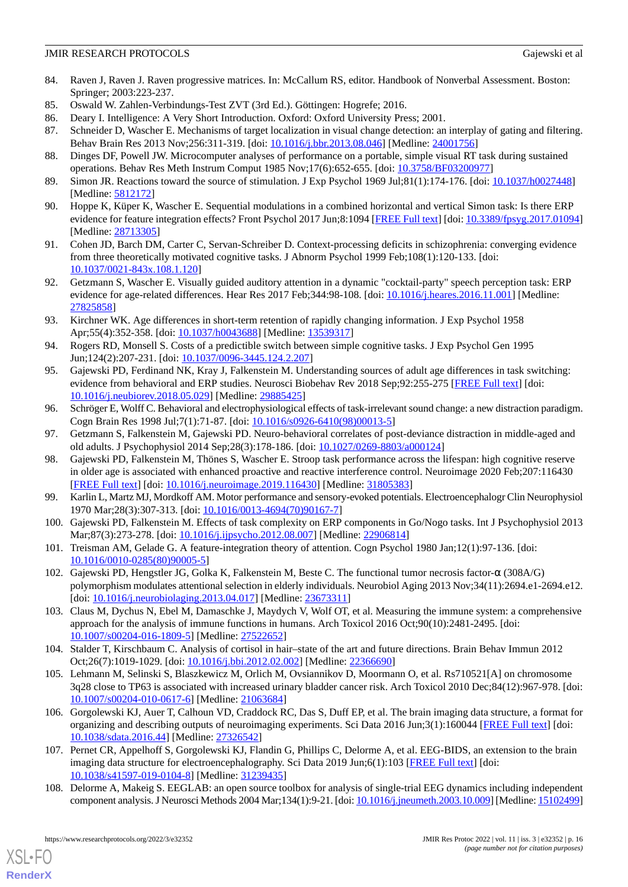84. Raven J, Raven J. Raven progressive matrices. In: McCallum RS, editor. Handbook of Nonverbal Assessment. Boston: Springer; 2003:223-237.
85. Oswald W. Zahlen-Verbindungs-Test ZVT (3rd Ed.). Göttingen: Hogrefe; 2016.
86. Deary I. Intelligence: A Very Short Introduction. Oxford: Oxford University Press; 2001.
87. Schneider D, Wascher E. Mechanisms of target localization in visual change detection: an interplay of gating and filtering. Behav Brain Res 2013 Nov;256:311-319. [doi: 10.1016/j.bbr.2013.08.046] [Medline: 24001756]
88. Dinges DF, Powell JW. Microcomputer analyses of performance on a portable, simple visual RT task during sustained operations. Behav Res Meth Instrum Comput 1985 Nov;17(6):652-655. [doi: 10.3758/BF03200977]
89. Simon JR. Reactions toward the source of stimulation. J Exp Psychol 1969 Jul;81(1):174-176. [doi: 10.1037/h0027448] [Medline: 5812172]
90. Hoppe K, Küper K, Wascher E. Sequential modulations in a combined horizontal and vertical Simon task: Is there ERP evidence for feature integration effects? Front Psychol 2017 Jun;8:1094 [FREE Full text] [doi: 10.3389/fpsyg.2017.01094] [Medline: 28713305]
91. Cohen JD, Barch DM, Carter C, Servan-Schreiber D. Context-processing deficits in schizophrenia: converging evidence from three theoretically motivated cognitive tasks. J Abnorm Psychol 1999 Feb;108(1):120-133. [doi: 10.1037/0021-843x.108.1.120]
92. Getzmann S, Wascher E. Visually guided auditory attention in a dynamic "cocktail-party" speech perception task: ERP evidence for age-related differences. Hear Res 2017 Feb;344:98-108. [doi: 10.1016/j.heares.2016.11.001] [Medline: 27825858]
93. Kirchner WK. Age differences in short-term retention of rapidly changing information. J Exp Psychol 1958 Apr;55(4):352-358. [doi: 10.1037/h0043688] [Medline: 13539317]
94. Rogers RD, Monsell S. Costs of a predictible switch between simple cognitive tasks. J Exp Psychol Gen 1995 Jun;124(2):207-231. [doi: 10.1037/0096-3445.124.2.207]
95. Gajewski PD, Ferdinand NK, Kray J, Falkenstein M. Understanding sources of adult age differences in task switching: evidence from behavioral and ERP studies. Neurosci Biobehav Rev 2018 Sep;92:255-275 [FREE Full text] [doi: 10.1016/j.neubiorev.2018.05.029] [Medline: 29885425]
96. Schröger E, Wolff C. Behavioral and electrophysiological effects of task-irrelevant sound change: a new distraction paradigm. Cogn Brain Res 1998 Jul;7(1):71-87. [doi: 10.1016/s0926-6410(98)00013-5]
97. Getzmann S, Falkenstein M, Gajewski PD. Neuro-behavioral correlates of post-deviance distraction in middle-aged and old adults. J Psychophysiol 2014 Sep;28(3):178-186. [doi: 10.1027/0269-8803/a000124]
98. Gajewski PD, Falkenstein M, Thönes S, Wascher E. Stroop task performance across the lifespan: high cognitive reserve in older age is associated with enhanced proactive and reactive interference control. Neuroimage 2020 Feb;207:116430 [FREE Full text] [doi: 10.1016/j.neuroimage.2019.116430] [Medline: 31805383]
99. Karlin L, Martz MJ, Mordkoff AM. Motor performance and sensory-evoked potentials. Electroencephalogr Clin Neurophysiol 1970 Mar;28(3):307-313. [doi: 10.1016/0013-4694(70)90167-7]
100. Gajewski PD, Falkenstein M. Effects of task complexity on ERP components in Go/Nogo tasks. Int J Psychophysiol 2013 Mar;87(3):273-278. [doi: 10.1016/j.ijpsycho.2012.08.007] [Medline: 22906814]
101. Treisman AM, Gelade G. A feature-integration theory of attention. Cogn Psychol 1980 Jan;12(1):97-136. [doi: 10.1016/0010-0285(80)90005-5]
102. Gajewski PD, Hengstler JG, Golka K, Falkenstein M, Beste C. The functional tumor necrosis factor-α (308A/G) polymorphism modulates attentional selection in elderly individuals. Neurobiol Aging 2013 Nov;34(11):2694.e1-2694.e12. [doi: 10.1016/j.neurobiolaging.2013.04.017] [Medline: 23673311]
103. Claus M, Dychus N, Ebel M, Damaschke J, Maydych V, Wolf OT, et al. Measuring the immune system: a comprehensive approach for the analysis of immune functions in humans. Arch Toxicol 2016 Oct;90(10):2481-2495. [doi: 10.1007/s00204-016-1809-5] [Medline: 27522652]
104. Stalder T, Kirschbaum C. Analysis of cortisol in hair–state of the art and future directions. Brain Behav Immun 2012 Oct;26(7):1019-1029. [doi: 10.1016/j.bbi.2012.02.002] [Medline: 22366690]
105. Lehmann M, Selinski S, Blaszkewicz M, Orlich M, Ovsiannikov D, Moormann O, et al. Rs710521[A] on chromosome 3q28 close to TP63 is associated with increased urinary bladder cancer risk. Arch Toxicol 2010 Dec;84(12):967-978. [doi: 10.1007/s00204-010-0617-6] [Medline: 21063684]
106. Gorgolewski KJ, Auer T, Calhoun VD, Craddock RC, Das S, Duff EP, et al. The brain imaging data structure, a format for organizing and describing outputs of neuroimaging experiments. Sci Data 2016 Jun;3(1):160044 [FREE Full text] [doi: 10.1038/sdata.2016.44] [Medline: 27326542]
107. Pernet CR, Appelhoff S, Gorgolewski KJ, Flandin G, Phillips C, Delorme A, et al. EEG-BIDS, an extension to the brain imaging data structure for electroencephalography. Sci Data 2019 Jun;6(1):103 [FREE Full text] [doi: 10.1038/s41597-019-0104-8] [Medline: 31239435]
108. Delorme A, Makeig S. EEGLAB: an open source toolbox for analysis of single-trial EEG dynamics including independent component analysis. J Neurosci Methods 2004 Mar;134(1):9-21. [doi: 10.1016/j.jneumeth.2003.10.009] [Medline: 15102499]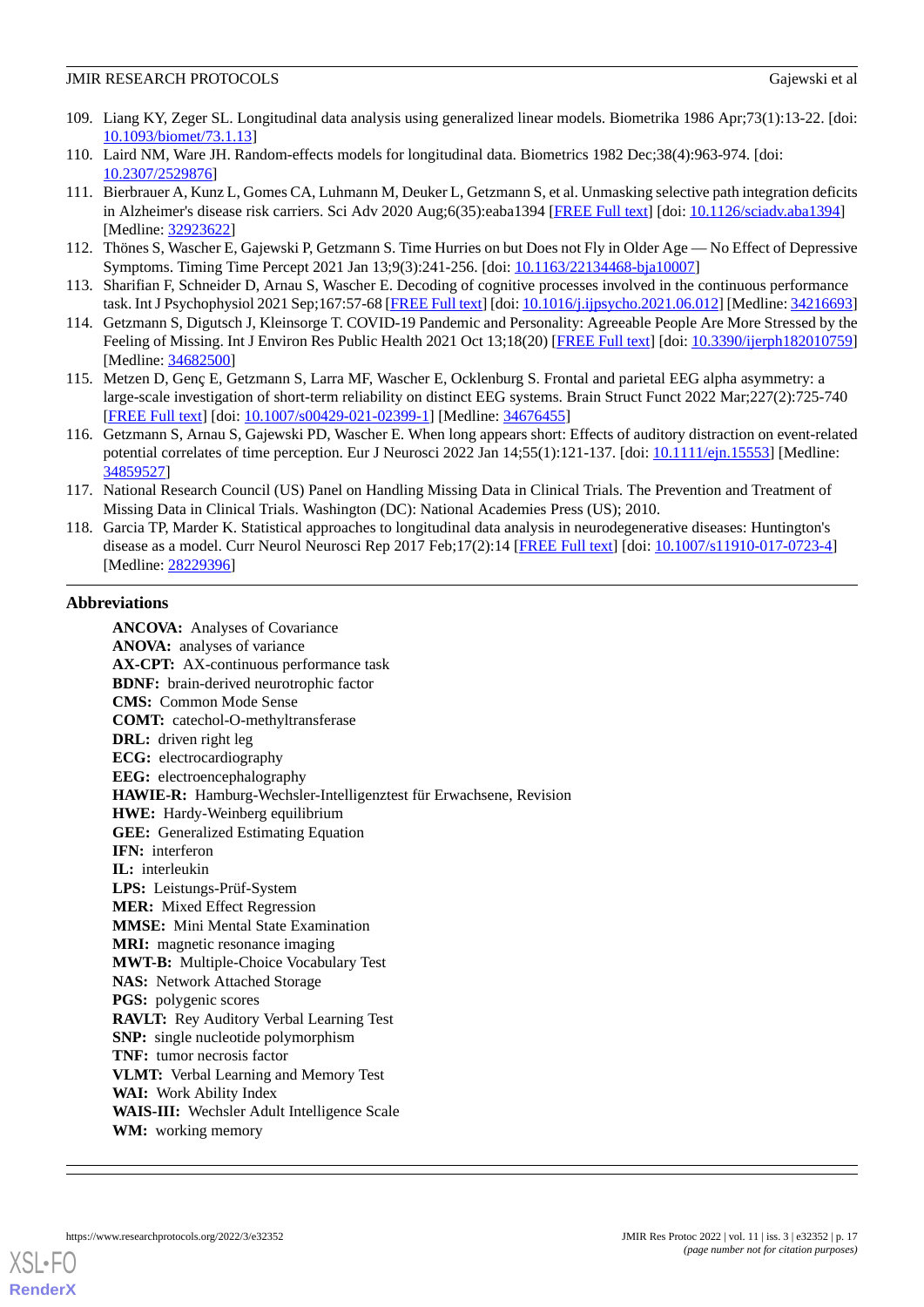109. Liang KY, Zeger SL. Longitudinal data analysis using generalized linear models. Biometrika 1986 Apr;73(1):13-22. [doi: 10.1093/biomet/73.1.13]
110. Laird NM, Ware JH. Random-effects models for longitudinal data. Biometrics 1982 Dec;38(4):963-974. [doi: 10.2307/2529876]
111. Bierbrauer A, Kunz L, Gomes CA, Luhmann M, Deuker L, Getzmann S, et al. Unmasking selective path integration deficits in Alzheimer's disease risk carriers. Sci Adv 2020 Aug;6(35):eaba1394 [FREE Full text] [doi: 10.1126/sciadv.aba1394] [Medline: 32923622]
112. Thönes S, Wascher E, Gajewski P, Getzmann S. Time Hurries on but Does not Fly in Older Age — No Effect of Depressive Symptoms. Timing Time Percept 2021 Jan 13;9(3):241-256. [doi: 10.1163/22134468-bja10007]
113. Sharifian F, Schneider D, Arnau S, Wascher E. Decoding of cognitive processes involved in the continuous performance task. Int J Psychophysiol 2021 Sep;167:57-68 [FREE Full text] [doi: 10.1016/j.ijpsycho.2021.06.012] [Medline: 34216693]
114. Getzmann S, Digutsch J, Kleinsorge T. COVID-19 Pandemic and Personality: Agreeable People Are More Stressed by the Feeling of Missing. Int J Environ Res Public Health 2021 Oct 13;18(20) [FREE Full text] [doi: 10.3390/ijerph182010759] [Medline: 34682500]
115. Metzen D, Genç E, Getzmann S, Larra MF, Wascher E, Ocklenburg S. Frontal and parietal EEG alpha asymmetry: a large-scale investigation of short-term reliability on distinct EEG systems. Brain Struct Funct 2022 Mar;227(2):725-740 [FREE Full text] [doi: 10.1007/s00429-021-02399-1] [Medline: 34676455]
116. Getzmann S, Arnau S, Gajewski PD, Wascher E. When long appears short: Effects of auditory distraction on event-related potential correlates of time perception. Eur J Neurosci 2022 Jan 14;55(1):121-137. [doi: 10.1111/ejn.15553] [Medline: 34859527]
117. National Research Council (US) Panel on Handling Missing Data in Clinical Trials. The Prevention and Treatment of Missing Data in Clinical Trials. Washington (DC): National Academies Press (US); 2010.
118. Garcia TP, Marder K. Statistical approaches to longitudinal data analysis in neurodegenerative diseases: Huntington's disease as a model. Curr Neurol Neurosci Rep 2017 Feb;17(2):14 [FREE Full text] [doi: 10.1007/s11910-017-0723-4] [Medline: 28229396]

## Abbreviations

**ANCOVA:** Analyses of Covariance
**ANOVA:** analyses of variance
**AX-CPT:** AX-continuous performance task
**BDNF:** brain-derived neurotrophic factor
**CMS:** Common Mode Sense
**COMT:** catechol-O-methyltransferase
**DRL:** driven right leg
**ECG:** electrocardiography
**EEG:** electroencephalography
**HAWIE-R:** Hamburg-Wechsler-Intelligenztest für Erwachsene, Revision
**HWE:** Hardy-Weinberg equilibrium
**GEE:** Generalized Estimating Equation
**IFN:** interferon
**IL:** interleukin
**LPS:** Leistungs-Prüf-System
**MER:** Mixed Effect Regression
**MMSE:** Mini Mental State Examination
**MRI:** magnetic resonance imaging
**MWT-B:** Multiple-Choice Vocabulary Test
**NAS:** Network Attached Storage
**PGS:** polygenic scores
**RAVLT:** Rey Auditory Verbal Learning Test
**SNP:** single nucleotide polymorphism
**TNF:** tumor necrosis factor
**VLMT:** Verbal Learning and Memory Test
**WAI:** Work Ability Index
**WAIS-III:** Wechsler Adult Intelligence Scale
**WM:** working memory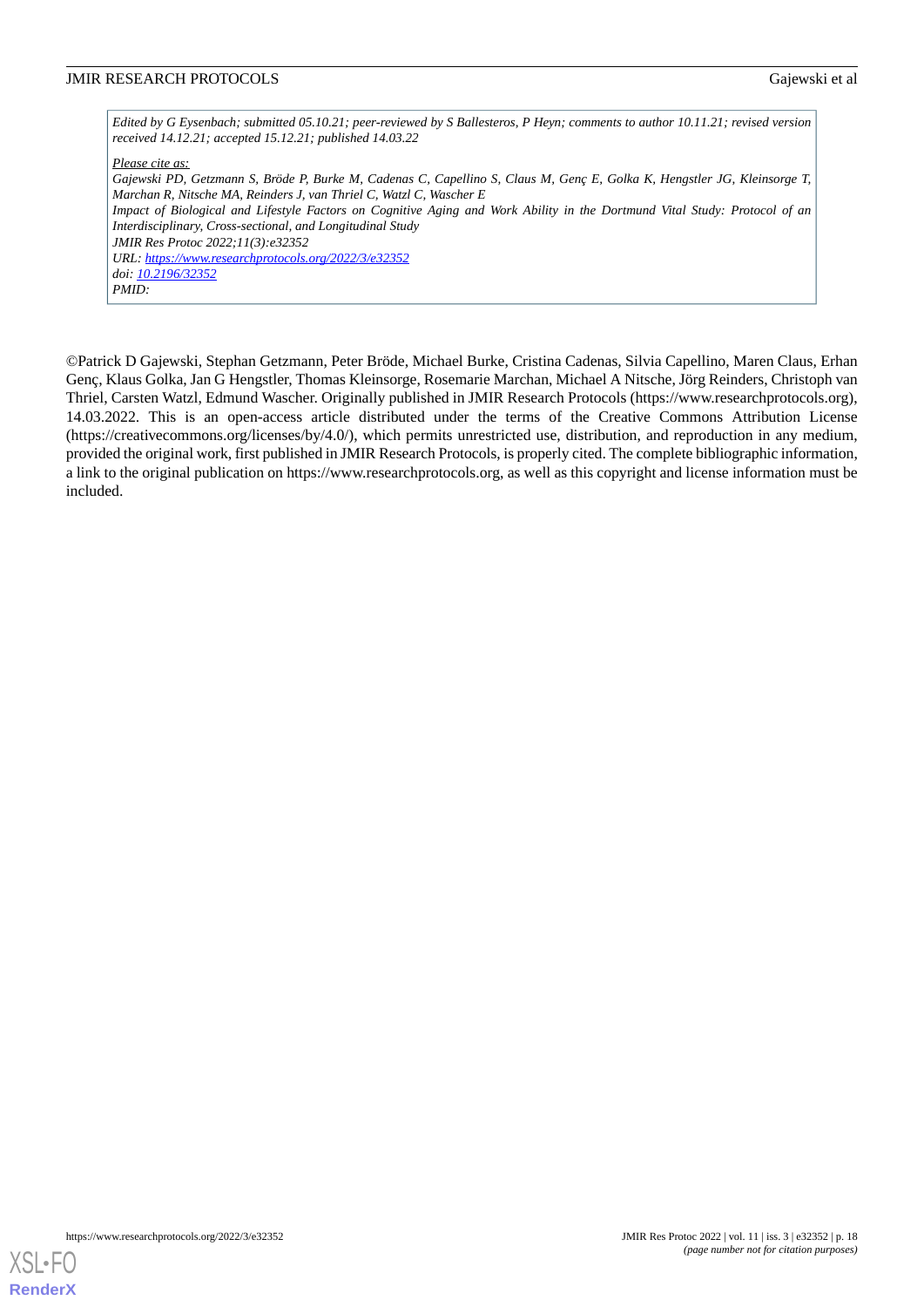*Edited by G Eysenbach; submitted 05.10.21; peer-reviewed by S Ballesteros, P Heyn; comments to author 10.11.21; revised version received 14.12.21; accepted 15.12.21; published 14.03.22*

*Please cite as:*
*Gajewski PD, Getzmann S, Bröde P, Burke M, Cadenas C, Capellino S, Claus M, Genç E, Golka K, Hengstler JG, Kleinsorge T, Marchan R, Nitsche MA, Reinders J, van Thriel C, Watzl C, Wascher E*
*Impact of Biological and Lifestyle Factors on Cognitive Aging and Work Ability in the Dortmund Vital Study: Protocol of an Interdisciplinary, Cross-sectional, and Longitudinal Study*
*JMIR Res Protoc 2022;11(3):e32352*
*URL: [https://www.researchprotocols.org/2022/3/e32352](https://www.researchprotocols.org/2022/3/e32352)*
*doi: [10.2196/32352](https://doi.org/10.2196/32352)*
*PMID:*

©Patrick D Gajewski, Stephan Getzmann, Peter Bröde, Michael Burke, Cristina Cadenas, Silvia Capellino, Maren Claus, Erhan Genç, Klaus Golka, Jan G Hengstler, Thomas Kleinsorge, Rosemarie Marchan, Michael A Nitsche, Jörg Reinders, Christoph van Thriel, Carsten Watzl, Edmund Wascher. Originally published in JMIR Research Protocols (https://www.researchprotocols.org), 14.03.2022. This is an open-access article distributed under the terms of the Creative Commons Attribution License (https://creativecommons.org/licenses/by/4.0/), which permits unrestricted use, distribution, and reproduction in any medium, provided the original work, first published in JMIR Research Protocols, is properly cited. The complete bibliographic information, a link to the original publication on https://www.researchprotocols.org, as well as this copyright and license information must be included.